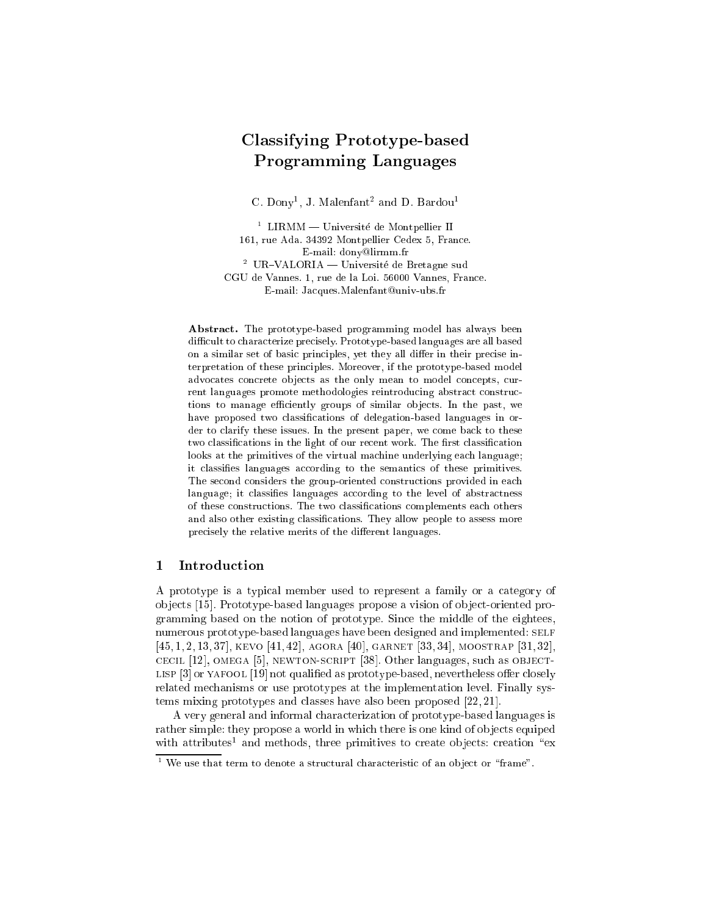# Classifying Prototype-based Programming Languages

C. Dony[1], J. Malenfant[2] and D. Bardou[1]

[1] LIRMM — Université de Montpellier II
161, rue Ada. 34392 Montpellier Cedex 5, France.
E-mail: dony@lirmm.fr

[2] UR–VALORIA — Université de Bretagne sud
CGU de Vannes. 1, rue de la Loi. 56000 Vannes, France.
E-mail: Jacques.Malenfant@univ-ubs.fr

**Abstract.** The prototype-based programming model has always been difficult to characterize precisely. Prototype-based languages are all based on a similar set of basic principles, yet they all differ in their precise interpretation of these principles. Moreover, if the prototype-based model advocates concrete objects as the only mean to model concepts, current languages promote methodologies reintroducing abstract constructions to manage efficiently groups of similar objects. In the past, we have proposed two classifications of delegation-based languages in order to clarify these issues. In the present paper, we come back to these two classifications in the light of our recent work. The first classification looks at the primitives of the virtual machine underlying each language; it classifies languages according to the semantics of these primitives. The second considers the group-oriented constructions provided in each language; it classifies languages according to the level of abstractness of these constructions. The two classifications complements each others and also other existing classifications. They allow people to assess more precisely the relative merits of the different languages.

## 1 Introduction

A prototype is a typical member used to represent a family or a category of objects [15]. Prototype-based languages propose a vision of object-oriented programming based on the notion of prototype. Since the middle of the eightees, numerous prototype-based languages have been designed and implemented: SELF [45, 1, 2, 13, 37], KEVO [41, 42], AGORA [40], GARNET [33, 34], MOOSTRAP [31, 32], CECIL [12], OMEGA [5], NEWTON-SCRIPT [38]. Other languages, such as OBJECT-LISP [3] or YAFOOL [19] not qualified as prototype-based, nevertheless offer closely related mechanisms or use prototypes at the implementation level. Finally systems mixing prototypes and classes have also been proposed [22, 21].

A very general and informal characterization of prototype-based languages is rather simple: they propose a world in which there is one kind of objects equiped with attributes[1] and methods, three primitives to create objects: creation "ex

[1] We use that term to denote a structural characteristic of an object or "frame".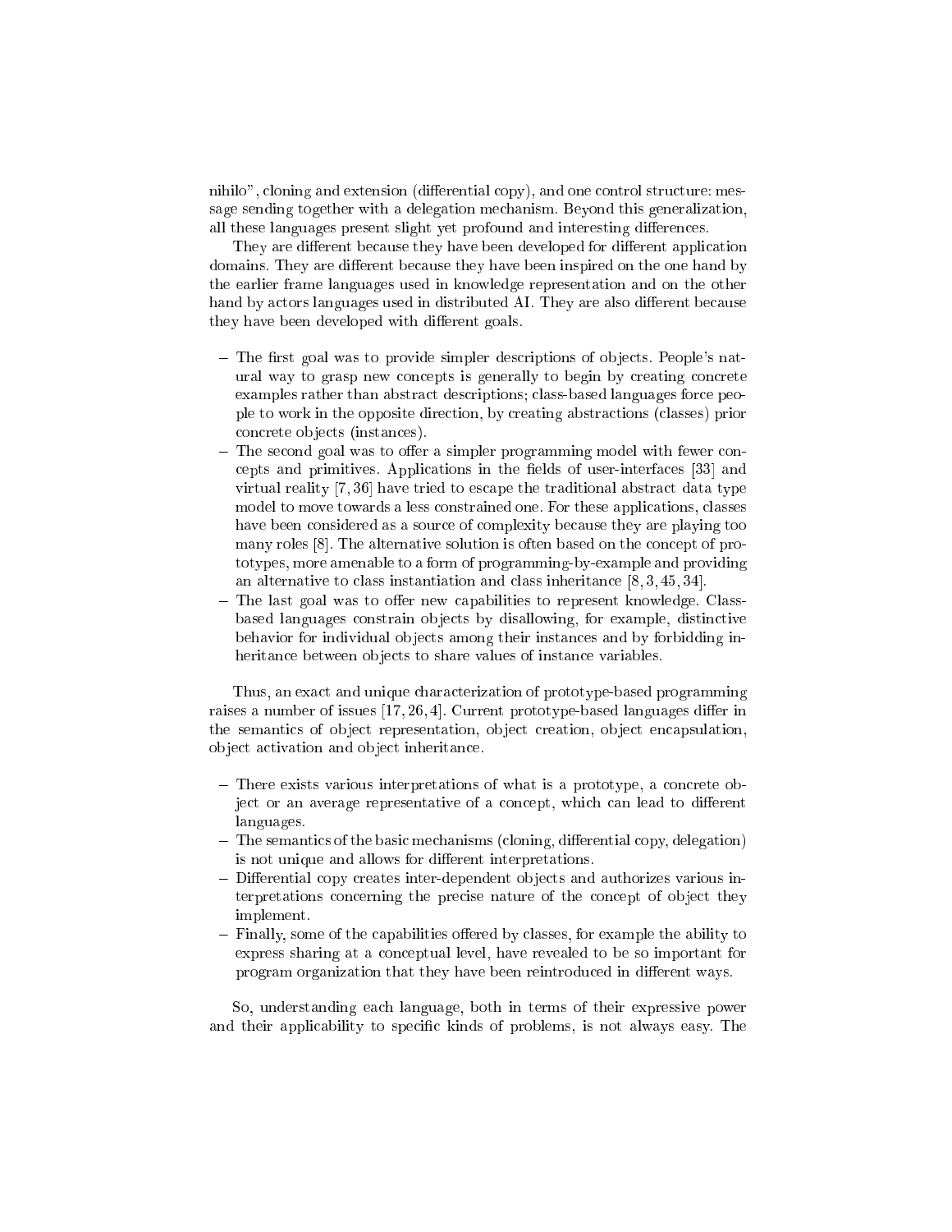nihilo", cloning and extension (differential copy), and one control structure: message sending together with a delegation mechanism. Beyond this generalization, all these languages present slight yet profound and interesting differences.

They are different because they have been developed for different application domains. They are different because they have been inspired on the one hand by the earlier frame languages used in knowledge representation and on the other hand by actors languages used in distributed AI. They are also different because they have been developed with different goals.

- The first goal was to provide simpler descriptions of objects. People's natural way to grasp new concepts is generally to begin by creating concrete examples rather than abstract descriptions; class-based languages force people to work in the opposite direction, by creating abstractions (classes) prior concrete objects (instances).
- The second goal was to offer a simpler programming model with fewer concepts and primitives. Applications in the fields of user-interfaces [33] and virtual reality [7, 36] have tried to escape the traditional abstract data type model to move towards a less constrained one. For these applications, classes have been considered as a source of complexity because they are playing too many roles [8]. The alternative solution is often based on the concept of prototypes, more amenable to a form of programming-by-example and providing an alternative to class instantiation and class inheritance [8, 3, 45, 34].
- The last goal was to offer new capabilities to represent knowledge. Class-based languages constrain objects by disallowing, for example, distinctive behavior for individual objects among their instances and by forbidding inheritance between objects to share values of instance variables.

Thus, an exact and unique characterization of prototype-based programming raises a number of issues [17, 26, 4]. Current prototype-based languages differ in the semantics of object representation, object creation, object encapsulation, object activation and object inheritance.

- There exists various interpretations of what is a prototype, a concrete object or an average representative of a concept, which can lead to different languages.
- The semantics of the basic mechanisms (cloning, differential copy, delegation) is not unique and allows for different interpretations.
- Differential copy creates inter-dependent objects and authorizes various interpretations concerning the precise nature of the concept of object they implement.
- Finally, some of the capabilities offered by classes, for example the ability to express sharing at a conceptual level, have revealed to be so important for program organization that they have been reintroduced in different ways.

So, understanding each language, both in terms of their expressive power and their applicability to specific kinds of problems, is not always easy. The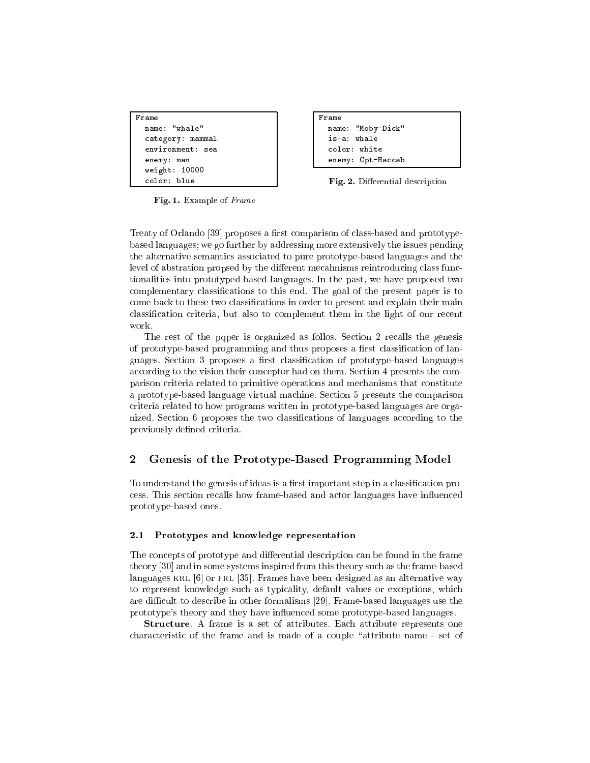```
Frame
  name: "whale"
  category: mammal
  environment: sea
  enemy: man
  weight: 10000
  color: blue
```

**Fig. 1.** Example of *Frame*

```
Frame
  name: "Moby-Dick"
  is-a: whale
  color: white
  enemy: Cpt-Haccab
```

**Fig. 2.** Differential description

Treaty of Orlando [39] proposes a first comparison of class-based and prototype-based languages; we go further by addressing more extensively the issues pending the alternative semantics associated to pure prototype-based languages and the level of abstration propsed by the different mecahnisms reintroducing class functionalities into prototyped-based languages. In the past, we have proposed two complementary classifications to this end. The goal of the present paper is to come back to these two classifications in order to present and explain their main classification criteria, but also to complement them in the light of our recent work.

The rest of the pqper is organized as follos. Section 2 recalls the genesis of prototype-based programming and thus proposes a first classification of languages. Section 3 proposes a first classification of prototype-based languages according to the vision their conceptor had on them. Section 4 presents the comparison criteria related to primitive operations and mechanisms that constitute a prototype-based language virtual machine. Section 5 presents the comparison criteria related to how programs written in prototype-based languages are organized. Section 6 proposes the two classifications of languages according to the previously defined criteria.

## 2 Genesis of the Prototype-Based Programming Model

To understand the genesis of ideas is a first important step in a classification process. This section recalls how frame-based and actor languages have influenced prototype-based ones.

### 2.1 Prototypes and knowledge representation

The concepts of prototype and differential description can be found in the frame theory [30] and in some systems inspired from this theory such as the frame-based languages KRL [6] or FRL [35]. Frames have been designed as an alternative way to represent knowledge such as typicality, default values or exceptions, which are difficult to describe in other formalisms [29]. Frame-based languages use the prototype's theory and they have influenced some prototype-based languages.

**Structure**. A frame is a set of attributes. Each attribute represents one characteristic of the frame and is made of a couple "attribute name - set of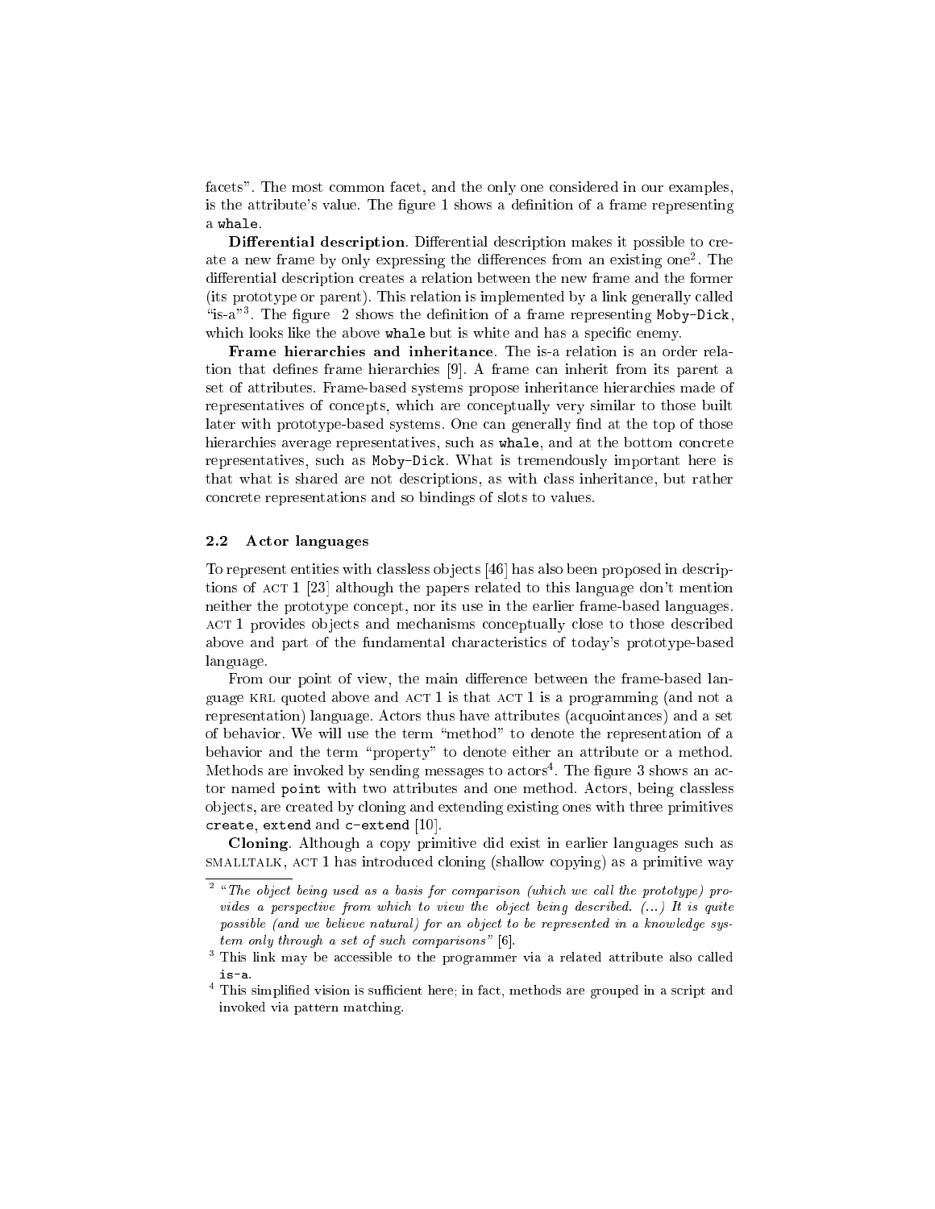facets". The most common facet, and the only one considered in our examples, is the attribute's value. The figure 1 shows a definition of a frame representing a `whale`.

**Differential description**. Differential description makes it possible to create a new frame by only expressing the differences from an existing one[2]. The differential description creates a relation between the new frame and the former (its prototype or parent). This relation is implemented by a link generally called "is-a"[3]. The figure 2 shows the definition of a frame representing `Moby-Dick`, which looks like the above `whale` but is white and has a specific enemy.

**Frame hierarchies and inheritance**. The is-a relation is an order relation that defines frame hierarchies [9]. A frame can inherit from its parent a set of attributes. Frame-based systems propose inheritance hierarchies made of representatives of concepts, which are conceptually very similar to those built later with prototype-based systems. One can generally find at the top of those hierarchies average representatives, such as `whale`, and at the bottom concrete representatives, such as `Moby-Dick`. What is tremendously important here is that what is shared are not descriptions, as with class inheritance, but rather concrete representations and so bindings of slots to values.

### 2.2 Actor languages

To represent entities with classless objects [46] has also been proposed in descriptions of ACT 1 [23] although the papers related to this language don't mention neither the prototype concept, nor its use in the earlier frame-based languages. ACT 1 provides objects and mechanisms conceptually close to those described above and part of the fundamental characteristics of today's prototype-based language.

From our point of view, the main difference between the frame-based language KRL quoted above and ACT 1 is that ACT 1 is a programming (and not a representation) language. Actors thus have attributes (acquointances) and a set of behavior. We will use the term "method" to denote the representation of a behavior and the term "property" to denote either an attribute or a method. Methods are invoked by sending messages to actors[4]. The figure 3 shows an actor named `point` with two attributes and one method. Actors, being classless objects, are created by cloning and extending existing ones with three primitives `create`, `extend` and `c-extend` [10].

**Cloning**. Although a copy primitive did exist in earlier languages such as SMALLTALK, ACT 1 has introduced cloning (shallow copying) as a primitive way

---

[2] *"The object being used as a basis for comparison (which we call the prototype) provides a perspective from which to view the object being described. (...) It is quite possible (and we believe natural) for an object to be represented in a knowledge system only through a set of such comparisons"* [6].

[3] This link may be accessible to the programmer via a related attribute also called `is-a`.

[4] This simplified vision is sufficient here; in fact, methods are grouped in a script and invoked via pattern matching.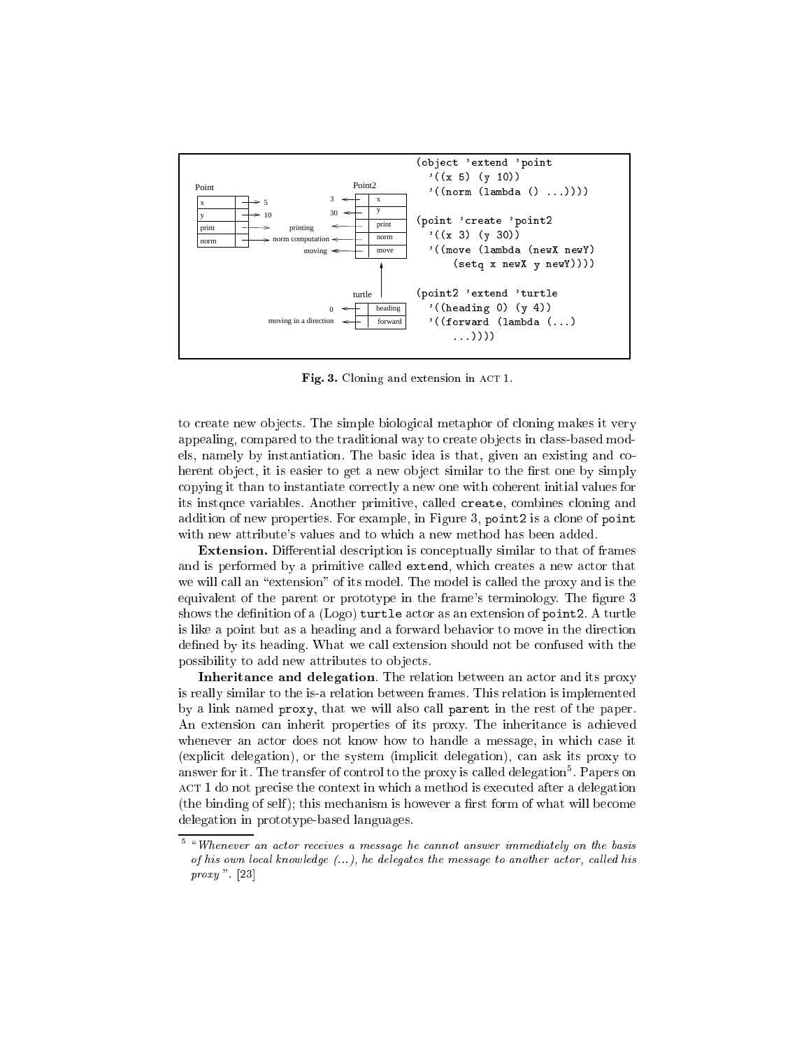```
(object 'extend 'point
  '((x 5) (y 10))
  '((norm (lambda () ...))))

(point 'create 'point2
  '((x 3) (y 30))
  '((move (lambda (newX newY)
      (setq x newX y newY))))

(point2 'extend 'turtle
  '((heading 0) (y 4))
  '((forward (lambda (...)
      ...))))
```

**Fig. 3.** Cloning and extension in ACT 1.

to create new objects. The simple biological metaphor of cloning makes it very appealing, compared to the traditional way to create objects in class-based models, namely by instantiation. The basic idea is that, given an existing and coherent object, it is easier to get a new object similar to the first one by simply copying it than to instantiate correctly a new one with coherent initial values for its instqnce variables. Another primitive, called `create`, combines cloning and addition of new properties. For example, in Figure 3, `point2` is a clone of `point` with new attribute's values and to which a new method has been added.

**Extension.** Differential description is conceptually similar to that of frames and is performed by a primitive called `extend`, which creates a new actor that we will call an "extension" of its model. The model is called the proxy and is the equivalent of the parent or prototype in the frame's terminology. The figure 3 shows the definition of a (Logo) `turtle` actor as an extension of `point2`. A turtle is like a point but as a heading and a forward behavior to move in the direction defined by its heading. What we call extension should not be confused with the possibility to add new attributes to objects.

**Inheritance and delegation**. The relation between an actor and its proxy is really similar to the is-a relation between frames. This relation is implemented by a link named `proxy`, that we will also call `parent` in the rest of the paper. An extension can inherit properties of its proxy. The inheritance is achieved whenever an actor does not know how to handle a message, in which case it (explicit delegation), or the system (implicit delegation), can ask its proxy to answer for it. The transfer of control to the proxy is called delegation[5]. Papers on ACT 1 do not precise the context in which a method is executed after a delegation (the binding of self); this mechanism is however a first form of what will become delegation in prototype-based languages.

[5] "*Whenever an actor receives a message he cannot answer immediately on the basis of his own local knowledge (...), he delegates the message to another actor, called his proxy*". [23]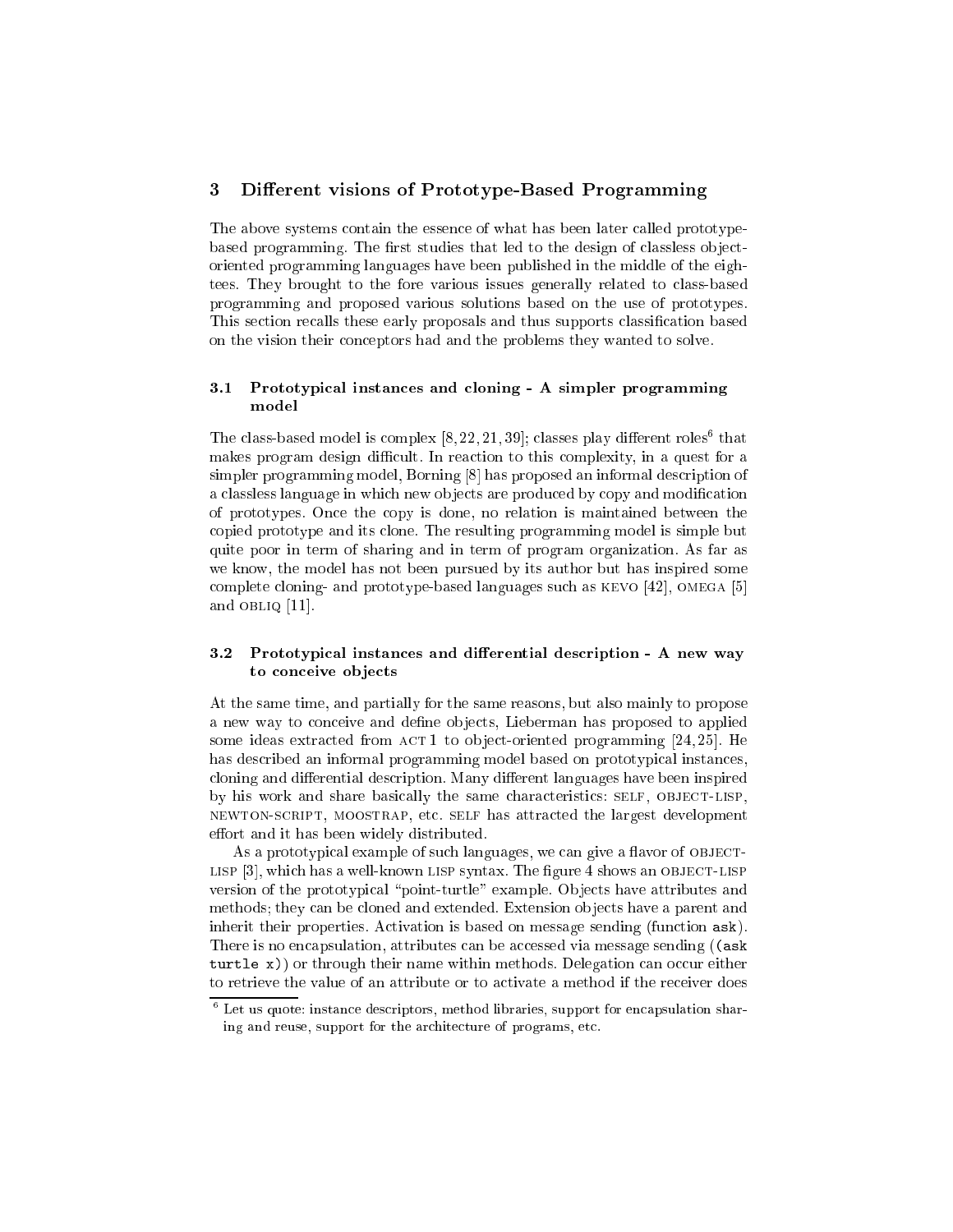## 3 Different visions of Prototype-Based Programming

The above systems contain the essence of what has been later called prototype-based programming. The first studies that led to the design of classless object-oriented programming languages have been published in the middle of the eighties. They brought to the fore various issues generally related to class-based programming and proposed various solutions based on the use of prototypes. This section recalls these early proposals and thus supports classification based on the vision their conceptors had and the problems they wanted to solve.

### 3.1 Prototypical instances and cloning - A simpler programming model

The class-based model is complex [8, 22, 21, 39]; classes play different roles[6] that makes program design difficult. In reaction to this complexity, in a quest for a simpler programming model, Borning [8] has proposed an informal description of a classless language in which new objects are produced by copy and modification of prototypes. Once the copy is done, no relation is maintained between the copied prototype and its clone. The resulting programming model is simple but quite poor in term of sharing and in term of program organization. As far as we know, the model has not been pursued by its author but has inspired some complete cloning- and prototype-based languages such as KEVO [42], OMEGA [5] and OBLIQ [11].

### 3.2 Prototypical instances and differential description - A new way to conceive objects

At the same time, and partially for the same reasons, but also mainly to propose a new way to conceive and define objects, Lieberman has proposed to applied some ideas extracted from ACT 1 to object-oriented programming [24, 25]. He has described an informal programming model based on prototypical instances, cloning and differential description. Many different languages have been inspired by his work and share basically the same characteristics: SELF, OBJECT-LISP, NEWTON-SCRIPT, MOOSTRAP, etc. SELF has attracted the largest development effort and it has been widely distributed.

As a prototypical example of such languages, we can give a flavor of OBJECT-LISP [3], which has a well-known LISP syntax. The figure 4 shows an OBJECT-LISP version of the prototypical "point-turtle" example. Objects have attributes and methods; they can be cloned and extended. Extension objects have a parent and inherit their properties. Activation is based on message sending (function `ask`). There is no encapsulation, attributes can be accessed via message sending (`(ask turtle x)`) or through their name within methods. Delegation can occur either to retrieve the value of an attribute or to activate a method if the receiver does

[6] Let us quote: instance descriptors, method libraries, support for encapsulation sharing and reuse, support for the architecture of programs, etc.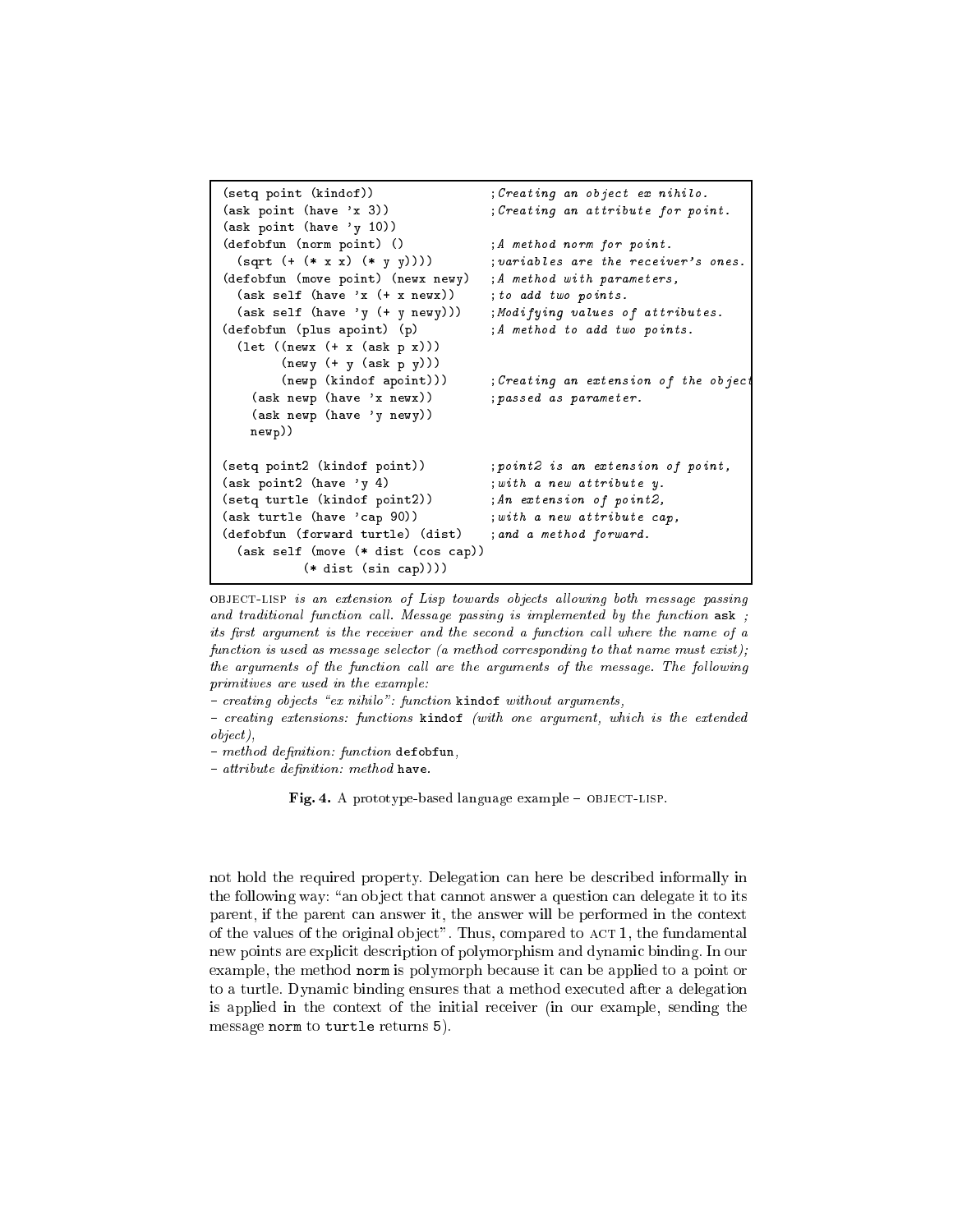```
(setq point (kindof))                ;Creating an object ex nihilo.
(ask point (have 'x 3))              ;Creating an attribute for point.
(ask point (have 'y 10))
(defobfun (norm point) ()            ;A method norm for point.
  (sqrt (+ (* x x) (* y y))))        ;variables are the receiver's ones.
(defobfun (move point) (newx newy)   ;A method with parameters,
  (ask self (have 'x (+ x newx))     ;to add two points.
  (ask self (have 'y (+ y newy)))    ;Modifying values of attributes.
(defobfun (plus apoint) (p)          ;A method to add two points.
  (let ((newx (+ x (ask p x)))
        (newy (+ y (ask p y)))
        (newp (kindof apoint)))      ;Creating an extension of the object
    (ask newp (have 'x newx))        ;passed as parameter.
    (ask newp (have 'y newy))
   newp))

(setq point2 (kindof point))         ;point2 is an extension of point,
(ask point2 (have 'y 4)              ;with a new attribute y.
(setq turtle (kindof point2))        ;An extension of point2,
(ask turtle (have 'cap 90))          ;with a new attribute cap,
(defobfun (forward turtle) (dist)    ;and a method forward.
  (ask self (move (* dist (cos cap))
            (* dist (sin cap))))
```

*OBJECT-LISP is an extension of Lisp towards objects allowing both message passing and traditional function call. Message passing is implemented by the function* `ask` *; its first argument is the receiver and the second a function call where the name of a function is used as message selector (a method corresponding to that name must exist); the arguments of the function call are the arguments of the message. The following primitives are used in the example:*

*- creating objects "ex nihilo": function* `kindof` *without arguments,*

*- creating extensions: functions* `kindof` *(with one argument, which is the extended object),*

*- method definition: function* `defobfun`*,*

*- attribute definition: method* `have`*.*

**Fig. 4.** A prototype-based language example – OBJECT-LISP.

not hold the required property. Delegation can here be described informally in the following way: "an object that cannot answer a question can delegate it to its parent, if the parent can answer it, the answer will be performed in the context of the values of the original object". Thus, compared to ACT 1, the fundamental new points are explicit description of polymorphism and dynamic binding. In our example, the method `norm` is polymorph because it can be applied to a point or to a turtle. Dynamic binding ensures that a method executed after a delegation is applied in the context of the initial receiver (in our example, sending the message `norm` to `turtle` returns 5).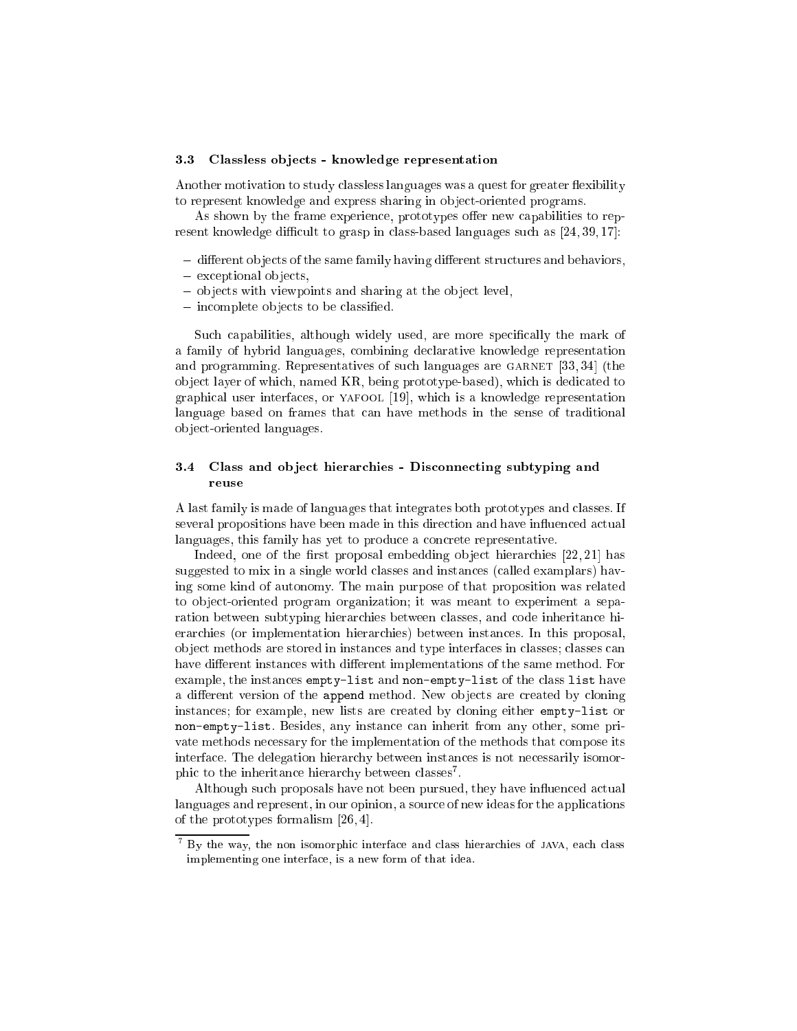### 3.3 Classless objects - knowledge representation

Another motivation to study classless languages was a quest for greater flexibility to represent knowledge and express sharing in object-oriented programs.

As shown by the frame experience, prototypes offer new capabilities to represent knowledge difficult to grasp in class-based languages such as [24, 39, 17]:

- different objects of the same family having different structures and behaviors,
- exceptional objects,
- objects with viewpoints and sharing at the object level,
- incomplete objects to be classified.

Such capabilities, although widely used, are more specifically the mark of a family of hybrid languages, combining declarative knowledge representation and programming. Representatives of such languages are GARNET [33, 34] (the object layer of which, named KR, being prototype-based), which is dedicated to graphical user interfaces, or YAFOOL [19], which is a knowledge representation language based on frames that can have methods in the sense of traditional object-oriented languages.

### 3.4 Class and object hierarchies - Disconnecting subtyping and reuse

A last family is made of languages that integrates both prototypes and classes. If several propositions have been made in this direction and have influenced actual languages, this family has yet to produce a concrete representative.

Indeed, one of the first proposal embedding object hierarchies [22, 21] has suggested to mix in a single world classes and instances (called examplars) having some kind of autonomy. The main purpose of that proposition was related to object-oriented program organization; it was meant to experiment a separation between subtyping hierarchies between classes, and code inheritance hierarchies (or implementation hierarchies) between instances. In this proposal, object methods are stored in instances and type interfaces in classes; classes can have different instances with different implementations of the same method. For example, the instances `empty-list` and `non-empty-list` of the class `list` have a different version of the `append` method. New objects are created by cloning instances; for example, new lists are created by cloning either `empty-list` or `non-empty-list`. Besides, any instance can inherit from any other, some private methods necessary for the implementation of the methods that compose its interface. The delegation hierarchy between instances is not necessarily isomorphic to the inheritance hierarchy between classes[7].

Although such proposals have not been pursued, they have influenced actual languages and represent, in our opinion, a source of new ideas for the applications of the prototypes formalism [26, 4].

[7] By the way, the non isomorphic interface and class hierarchies of JAVA, each class implementing one interface, is a new form of that idea.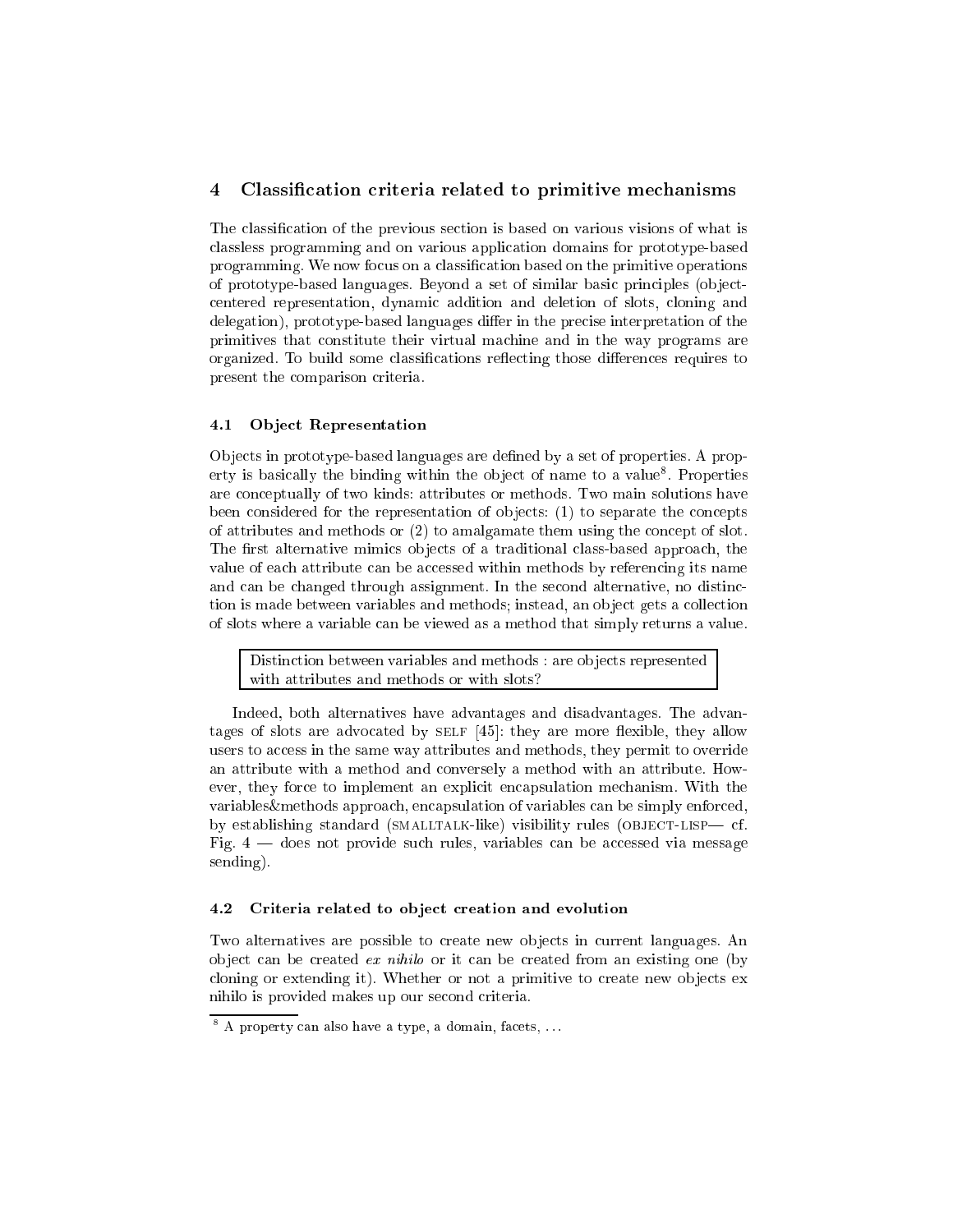## 4 Classification criteria related to primitive mechanisms

The classification of the previous section is based on various visions of what is classless programming and on various application domains for prototype-based programming. We now focus on a classification based on the primitive operations of prototype-based languages. Beyond a set of similar basic principles (object-centered representation, dynamic addition and deletion of slots, cloning and delegation), prototype-based languages differ in the precise interpretation of the primitives that constitute their virtual machine and in the way programs are organized. To build some classifications reflecting those differences requires to present the comparison criteria.

### 4.1 Object Representation

Objects in prototype-based languages are defined by a set of properties. A property is basically the binding within the object of name to a value[8]. Properties are conceptually of two kinds: attributes or methods. Two main solutions have been considered for the representation of objects: (1) to separate the concepts of attributes and methods or (2) to amalgamate them using the concept of slot. The first alternative mimics objects of a traditional class-based approach, the value of each attribute can be accessed within methods by referencing its name and can be changed through assignment. In the second alternative, no distinction is made between variables and methods; instead, an object gets a collection of slots where a variable can be viewed as a method that simply returns a value.

> Distinction between variables and methods : are objects represented with attributes and methods or with slots?

Indeed, both alternatives have advantages and disadvantages. The advantages of slots are advocated by SELF [45]: they are more flexible, they allow users to access in the same way attributes and methods, they permit to override an attribute with a method and conversely a method with an attribute. However, they force to implement an explicit encapsulation mechanism. With the variables&methods approach, encapsulation of variables can be simply enforced, by establishing standard (SMALLTALK-like) visibility rules (OBJECT-LISP— cf. Fig. 4 — does not provide such rules, variables can be accessed via message sending).

### 4.2 Criteria related to object creation and evolution

Two alternatives are possible to create new objects in current languages. An object can be created *ex nihilo* or it can be created from an existing one (by cloning or extending it). Whether or not a primitive to create new objects ex nihilo is provided makes up our second criteria.

[8] A property can also have a type, a domain, facets, ...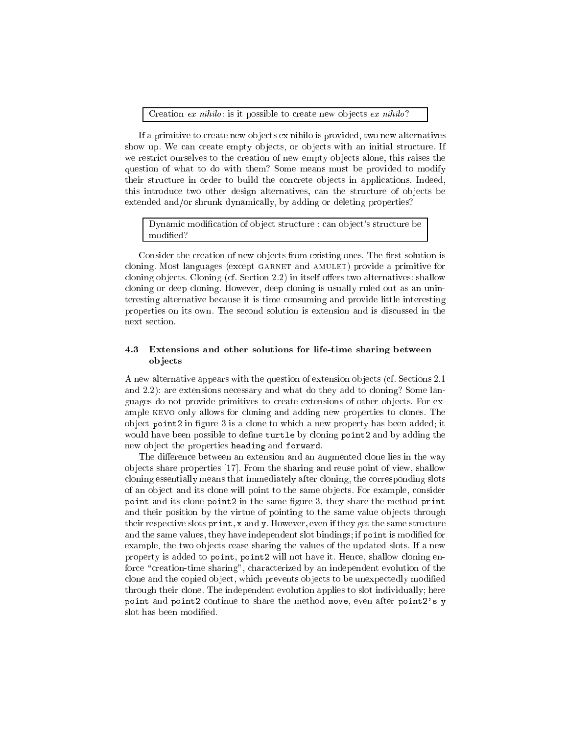> Creation *ex nihilo*: is it possible to create new objects *ex nihilo*?

If a primitive to create new objects ex nihilo is provided, two new alternatives show up. We can create empty objects, or objects with an initial structure. If we restrict ourselves to the creation of new empty objects alone, this raises the question of what to do with them? Some means must be provided to modify their structure in order to build the concrete objects in applications. Indeed, this introduce two other design alternatives, can the structure of objects be extended and/or shrunk dynamically, by adding or deleting properties?

> Dynamic modification of object structure : can object's structure be modified?

Consider the creation of new objects from existing ones. The first solution is cloning. Most languages (except GARNET and AMULET) provide a primitive for cloning objects. Cloning (cf. Section 2.2) in itself offers two alternatives: shallow cloning or deep cloning. However, deep cloning is usually ruled out as an uninteresting alternative because it is time consuming and provide little interesting properties on its own. The second solution is extension and is discussed in the next section.

### 4.3 Extensions and other solutions for life-time sharing between objects

A new alternative appears with the question of extension objects (cf. Sections 2.1 and 2.2): are extensions necessary and what do they add to cloning? Some languages do not provide primitives to create extensions of other objects. For example KEVO only allows for cloning and adding new properties to clones. The object `point2` in figure 3 is a clone to which a new property has been added; it would have been possible to define `turtle` by cloning `point2` and by adding the new object the properties `heading` and `forward`.

The difference between an extension and an augmented clone lies in the way objects share properties [17]. From the sharing and reuse point of view, shallow cloning essentially means that immediately after cloning, the corresponding slots of an object and its clone will point to the same objects. For example, consider `point` and its clone `point2` in the same figure 3, they share the method `print` and their position by the virtue of pointing to the same value objects through their respective slots `print`, `x` and `y`. However, even if they get the same structure and the same values, they have independent slot bindings; if `point` is modified for example, the two objects cease sharing the values of the updated slots. If a new property is added to `point`, `point2` will not have it. Hence, shallow cloning enforce "creation-time sharing", characterized by an independent evolution of the clone and the copied object, which prevents objects to be unexpectedly modified through their clone. The independent evolution applies to slot individually; here `point` and `point2` continue to share the method `move`, even after `point2`'s `y` slot has been modified.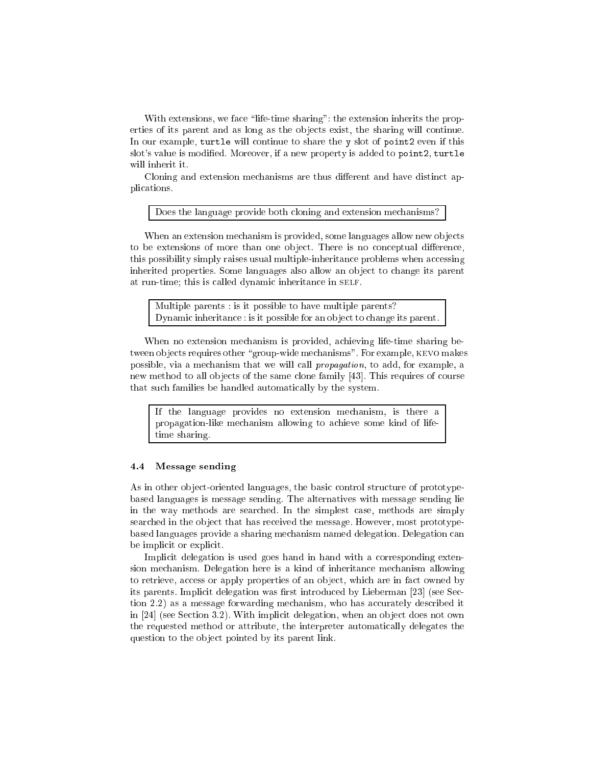With extensions, we face "life-time sharing": the extension inherits the properties of its parent and as long as the objects exist, the sharing will continue. In our example, `turtle` will continue to share the `y` slot of `point2` even if this slot's value is modified. Moreover, if a new property is added to `point2`, `turtle` will inherit it.

Cloning and extension mechanisms are thus different and have distinct applications.

> Does the language provide both cloning and extension mechanisms?

When an extension mechanism is provided, some languages allow new objects to be extensions of more than one object. There is no conceptual difference, this possibility simply raises usual multiple-inheritance problems when accessing inherited properties. Some languages also allow an object to change its parent at run-time; this is called dynamic inheritance in SELF.

> Multiple parents : is it possible to have multiple parents?
> Dynamic inheritance : is it possible for an object to change its parent.

When no extension mechanism is provided, achieving life-time sharing between objects requires other "group-wide mechanisms". For example, KEVO makes possible, via a mechanism that we will call *propagation*, to add, for example, a new method to all objects of the same clone family [43]. This requires of course that such families be handled automatically by the system.

> If the language provides no extension mechanism, is there a propagation-like mechanism allowing to achieve some kind of life-time sharing.

### 4.4 Message sending

As in other object-oriented languages, the basic control structure of prototype-based languages is message sending. The alternatives with message sending lie in the way methods are searched. In the simplest case, methods are simply searched in the object that has received the message. However, most prototype-based languages provide a sharing mechanism named delegation. Delegation can be implicit or explicit.

Implicit delegation is used goes hand in hand with a corresponding extension mechanism. Delegation here is a kind of inheritance mechanism allowing to retrieve, access or apply properties of an object, which are in fact owned by its parents. Implicit delegation was first introduced by Lieberman [23] (see Section 2.2) as a message forwarding mechanism, who has accurately described it in [24] (see Section 3.2). With implicit delegation, when an object does not own the requested method or attribute, the interpreter automatically delegates the question to the object pointed by its parent link.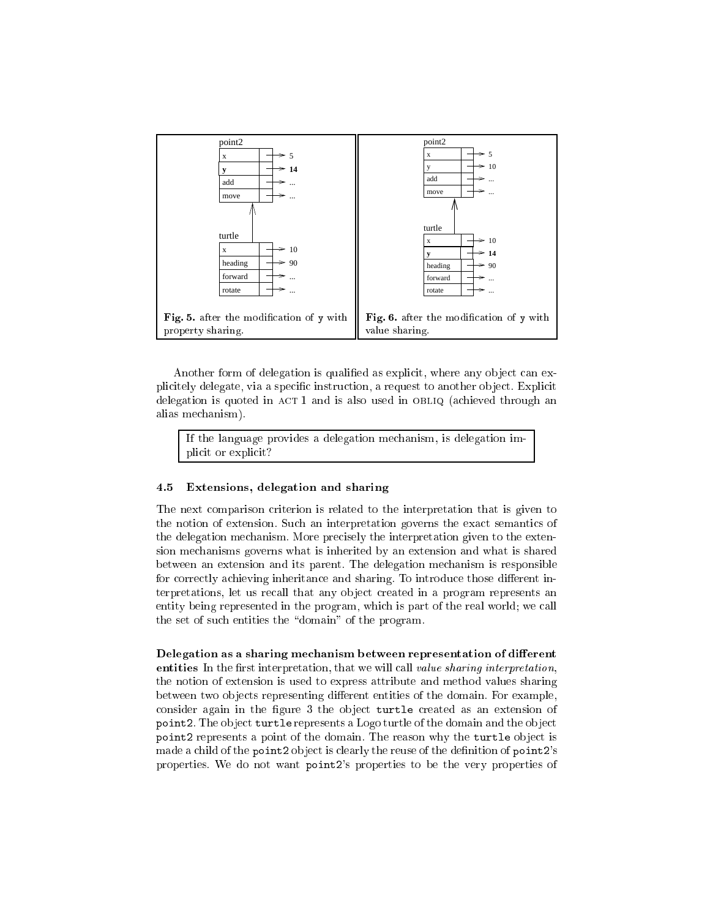Fig. 5. after the modification of `y` with property sharing.

Fig. 6. after the modification of `y` with value sharing.

Another form of delegation is qualified as explicit, where any object can explicitely delegate, via a specific instruction, a request to another object. Explicit delegation is quoted in ACT 1 and is also used in OBLIQ (achieved through an alias mechanism).

> If the language provides a delegation mechanism, is delegation implicit or explicit?

### 4.5 Extensions, delegation and sharing

The next comparison criterion is related to the interpretation that is given to the notion of extension. Such an interpretation governs the exact semantics of the delegation mechanism. More precisely the interpretation given to the extension mechanisms governs what is inherited by an extension and what is shared between an extension and its parent. The delegation mechanism is responsible for correctly achieving inheritance and sharing. To introduce those different interpretations, let us recall that any object created in a program represents an entity being represented in the program, which is part of the real world; we call the set of such entities the "domain" of the program.

**Delegation as a sharing mechanism between representation of different entities** In the first interpretation, that we will call *value sharing interpretation*, the notion of extension is used to express attribute and method values sharing between two objects representing different entities of the domain. For example, consider again in the figure 3 the object `turtle` created as an extension of `point2`. The object `turtle` represents a Logo turtle of the domain and the object `point2` represents a point of the domain. The reason why the `turtle` object is made a child of the `point2` object is clearly the reuse of the definition of `point2`'s properties. We do not want `point2`'s properties to be the very properties of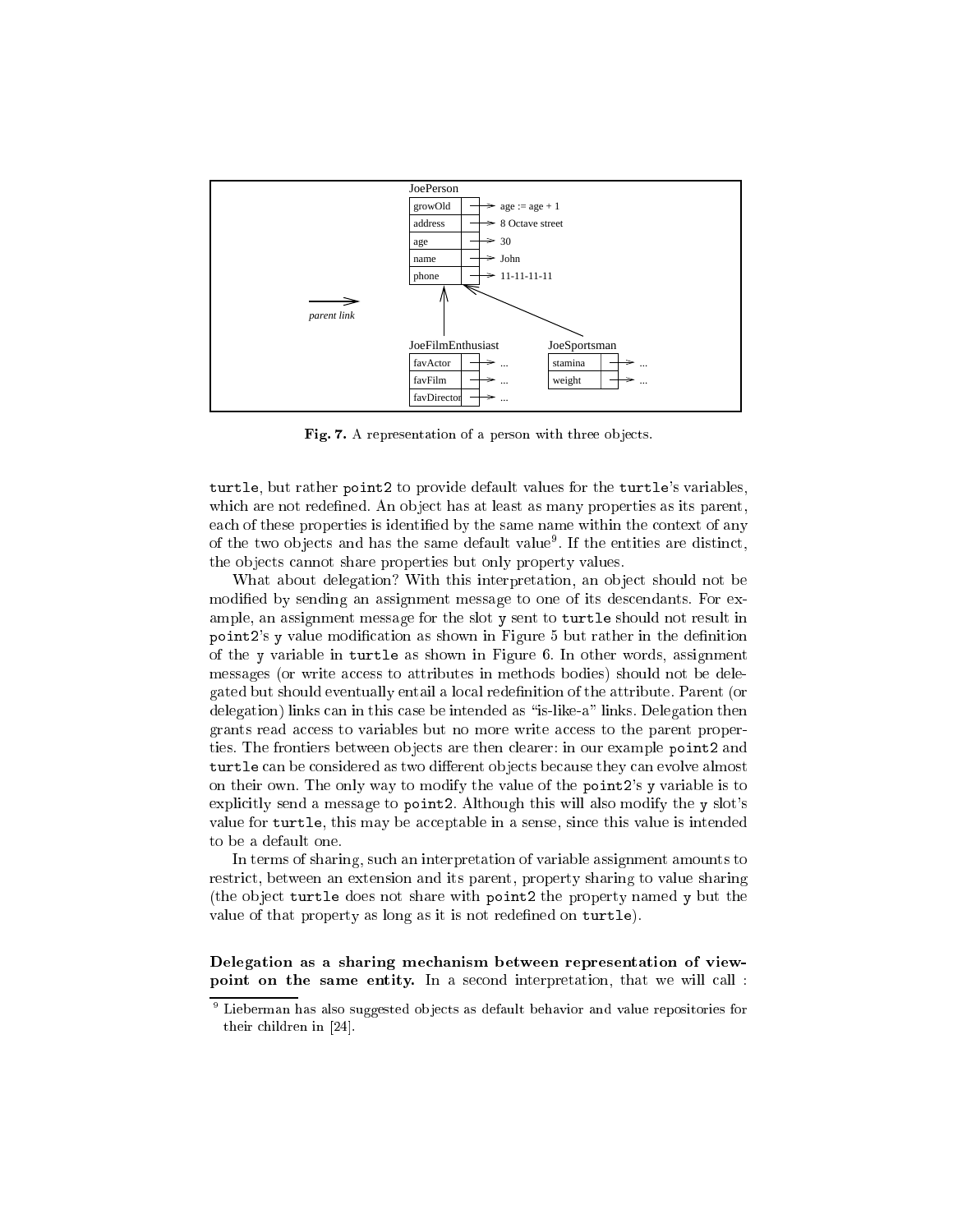**Fig. 7.** A representation of a person with three objects.

turtle, but rather point2 to provide default values for the turtle's variables, which are not redefined. An object has at least as many properties as its parent, each of these properties is identified by the same name within the context of any of the two objects and has the same default value[9]. If the entities are distinct, the objects cannot share properties but only property values.

What about delegation? With this interpretation, an object should not be modified by sending an assignment message to one of its descendants. For example, an assignment message for the slot y sent to turtle should not result in point2's y value modification as shown in Figure 5 but rather in the definition of the y variable in turtle as shown in Figure 6. In other words, assignment messages (or write access to attributes in methods bodies) should not be delegated but should eventually entail a local redefinition of the attribute. Parent (or delegation) links can in this case be intended as "is-like-a" links. Delegation then grants read access to variables but no more write access to the parent properties. The frontiers between objects are then clearer: in our example point2 and turtle can be considered as two different objects because they can evolve almost on their own. The only way to modify the value of the point2's y variable is to explicitly send a message to point2. Although this will also modify the y slot's value for turtle, this may be acceptable in a sense, since this value is intended to be a default one.

In terms of sharing, such an interpretation of variable assignment amounts to restrict, between an extension and its parent, property sharing to value sharing (the object turtle does not share with point2 the property named y but the value of that property as long as it is not redefined on turtle).

**Delegation as a sharing mechanism between representation of viewpoint on the same entity.** In a second interpretation, that we will call :

[9] Lieberman has also suggested objects as default behavior and value repositories for their children in [24].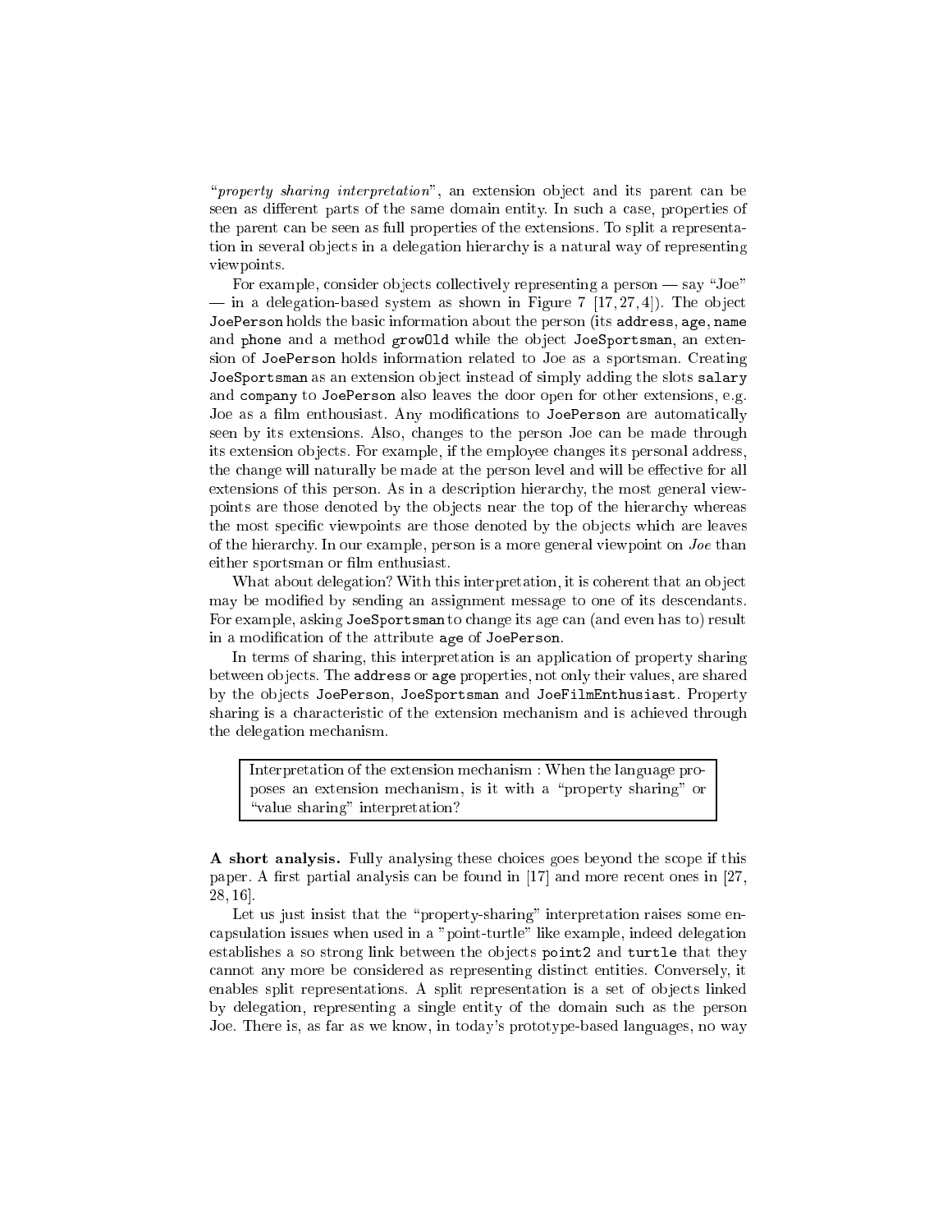"*property sharing interpretation*", an extension object and its parent can be seen as different parts of the same domain entity. In such a case, properties of the parent can be seen as full properties of the extensions. To split a representation in several objects in a delegation hierarchy is a natural way of representing viewpoints.

For example, consider objects collectively representing a person — say "Joe" — in a delegation-based system as shown in Figure 7 [17, 27, 4]). The object `JoePerson` holds the basic information about the person (its `address`, `age`, `name` and `phone` and a method `growOld` while the object `JoeSportsman`, an extension of `JoePerson` holds information related to Joe as a sportsman. Creating `JoeSportsman` as an extension object instead of simply adding the slots `salary` and `company` to `JoePerson` also leaves the door open for other extensions, e.g. Joe as a film enthousiast. Any modifications to `JoePerson` are automatically seen by its extensions. Also, changes to the person Joe can be made through its extension objects. For example, if the employee changes its personal address, the change will naturally be made at the person level and will be effective for all extensions of this person. As in a description hierarchy, the most general viewpoints are those denoted by the objects near the top of the hierarchy whereas the most specific viewpoints are those denoted by the objects which are leaves of the hierarchy. In our example, person is a more general viewpoint on *Joe* than either sportsman or film enthusiast.

What about delegation? With this interpretation, it is coherent that an object may be modified by sending an assignment message to one of its descendants. For example, asking `JoeSportsman` to change its age can (and even has to) result in a modification of the attribute `age` of `JoePerson`.

In terms of sharing, this interpretation is an application of property sharing between objects. The `address` or `age` properties, not only their values, are shared by the objects `JoePerson`, `JoeSportsman` and `JoeFilmEnthusiast`. Property sharing is a characteristic of the extension mechanism and is achieved through the delegation mechanism.

> Interpretation of the extension mechanism : When the language proposes an extension mechanism, is it with a "property sharing" or "value sharing" interpretation?

**A short analysis.** Fully analysing these choices goes beyond the scope if this paper. A first partial analysis can be found in [17] and more recent ones in [27, 28, 16].

Let us just insist that the "property-sharing" interpretation raises some encapsulation issues when used in a "point-turtle" like example, indeed delegation establishes a so strong link between the objects `point2` and `turtle` that they cannot any more be considered as representing distinct entities. Conversely, it enables split representations. A split representation is a set of objects linked by delegation, representing a single entity of the domain such as the person Joe. There is, as far as we know, in today's prototype-based languages, no way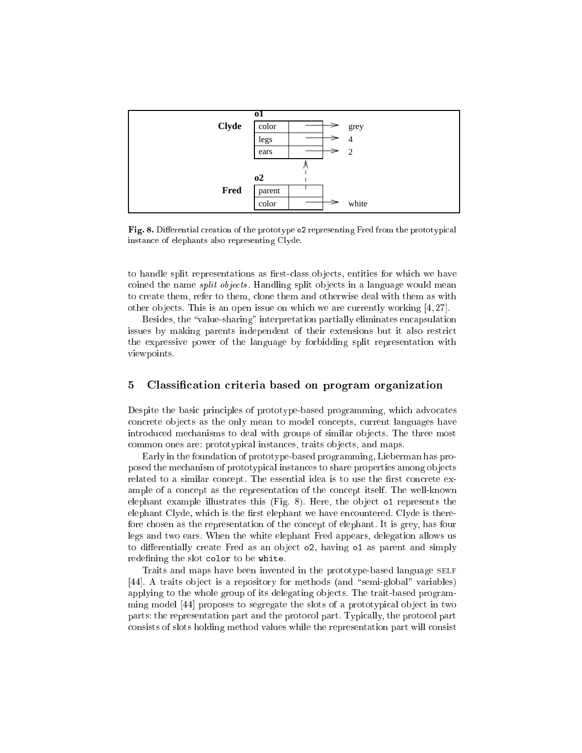**Fig. 8.** Differential creation of the prototype `o2` representing Fred from the prototypical instance of elephants also representing Clyde.

to handle split representations as first-class objects, entities for which we have coined the name *split objects*. Handling split objects in a language would mean to create them, refer to them, clone them and otherwise deal with them as with other objects. This is an open issue on which we are currently working [4, 27].

Besides, the "value-sharing" interpretation partially eliminates encapsulation issues by making parents independent of their extensions but it also restrict the expressive power of the language by forbidding split representation with viewpoints.

## 5 Classification criteria based on program organization

Despite the basic principles of prototype-based programming, which advocates concrete objects as the only mean to model concepts, current languages have introduced mechanisms to deal with groups of similar objects. The three most common ones are: prototypical instances, traits objects, and maps.

Early in the foundation of prototype-based programming, Lieberman has proposed the mechanism of prototypical instances to share properties among objects related to a similar concept. The essential idea is to use the first concrete example of a concept as the representation of the concept itself. The well-known elephant example illustrates this (Fig. 8). Here, the object `o1` represents the elephant Clyde, which is the first elephant we have encountered. Clyde is therefore chosen as the representation of the concept of elephant. It is grey, has four legs and two ears. When the white elephant Fred appears, delegation allows us to differentially create Fred as an object `o2`, having `o1` as parent and simply redefining the slot `color` to be `white`.

Traits and maps have been invented in the prototype-based language SELF [44]. A traits object is a repository for methods (and "semi-global" variables) applying to the whole group of its delegating objects. The trait-based programming model [44] proposes to segregate the slots of a prototypical object in two parts: the representation part and the protocol part. Typically, the protocol part consists of slots holding method values while the representation part will consist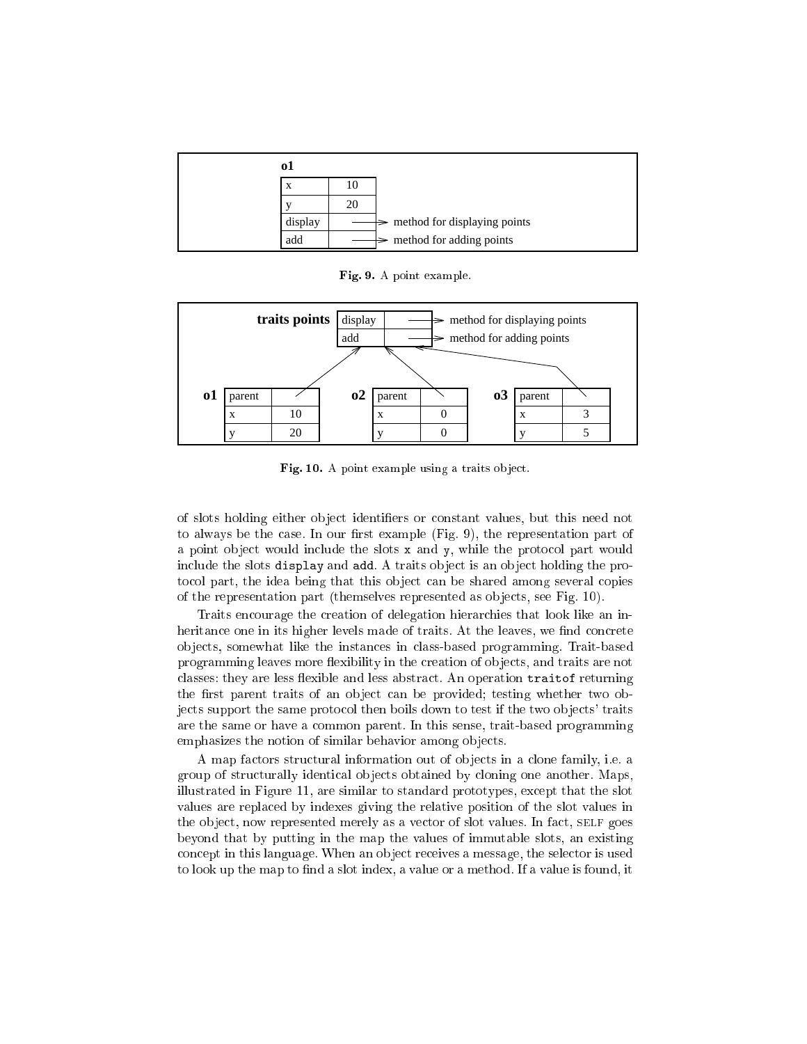| o1 | |
|---|---|
| x | 10 |
| y | 20 |
| display | → method for displaying points |
| add | → method for adding points |

**Fig. 9.** A point example.

**traits points**

| display | → method for displaying points |
|---|---|
| add | → method for adding points |

**o1**

| parent | → traits points |
|---|---|
| x | 10 |
| y | 20 |

**o2**

| parent | → traits points |
|---|---|
| x | 0 |
| y | 0 |

**o3**

| parent | → traits points |
|---|---|
| x | 3 |
| y | 5 |

**Fig. 10.** A point example using a traits object.

of slots holding either object identifiers or constant values, but this need not to always be the case. In our first example (Fig. 9), the representation part of a point object would include the slots `x` and `y`, while the protocol part would include the slots `display` and `add`. A traits object is an object holding the protocol part, the idea being that this object can be shared among several copies of the representation part (themselves represented as objects, see Fig. 10).

Traits encourage the creation of delegation hierarchies that look like an inheritance one in its higher levels made of traits. At the leaves, we find concrete objects, somewhat like the instances in class-based programming. Trait-based programming leaves more flexibility in the creation of objects, and traits are not classes: they are less flexible and less abstract. An operation `traitof` returning the first parent traits of an object can be provided; testing whether two objects support the same protocol then boils down to test if the two objects' traits are the same or have a common parent. In this sense, trait-based programming emphasizes the notion of similar behavior among objects.

A map factors structural information out of objects in a clone family, i.e. a group of structurally identical objects obtained by cloning one another. Maps, illustrated in Figure 11, are similar to standard prototypes, except that the slot values are replaced by indexes giving the relative position of the slot values in the object, now represented merely as a vector of slot values. In fact, SELF goes beyond that by putting in the map the values of immutable slots, an existing concept in this language. When an object receives a message, the selector is used to look up the map to find a slot index, a value or a method. If a value is found, it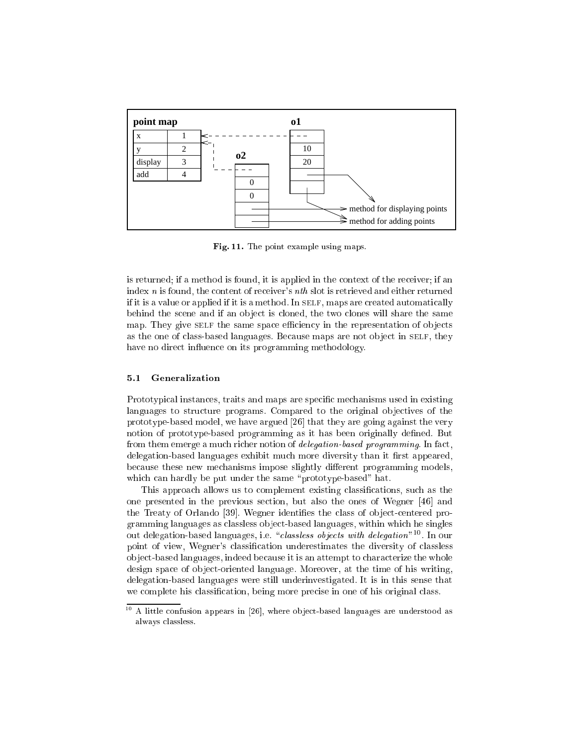**Fig. 11.** The point example using maps.

is returned; if a method is found, it is applied in the context of the receiver; if an index $n$ is found, the content of receiver's $nth$ slot is retrieved and either returned if it is a value or applied if it is a method. In SELF, maps are created automatically behind the scene and if an object is cloned, the two clones will share the same map. They give SELF the same space efficiency in the representation of objects as the one of class-based languages. Because maps are not object in SELF, they have no direct influence on its programming methodology.

### 5.1 Generalization

Prototypical instances, traits and maps are specific mechanisms used in existing languages to structure programs. Compared to the original objectives of the prototype-based model, we have argued [26] that they are going against the very notion of prototype-based programming as it has been originally defined. But from them emerge a much richer notion of *delegation-based programming*. In fact, delegation-based languages exhibit much more diversity than it first appeared, because these new mechanisms impose slightly different programming models, which can hardly be put under the same "prototype-based" hat.

This approach allows us to complement existing classifications, such as the one presented in the previous section, but also the ones of Wegner [46] and the Treaty of Orlando [39]. Wegner identifies the class of object-centered programming languages as classless object-based languages, within which he singles out delegation-based languages, i.e. "*classless objects with delegation*"[10]. In our point of view, Wegner's classification underestimates the diversity of classless object-based languages, indeed because it is an attempt to characterize the whole design space of object-oriented language. Moreover, at the time of his writing, delegation-based languages were still underinvestigated. It is in this sense that we complete his classification, being more precise in one of his original class.

[10] A little confusion appears in [26], where object-based languages are understood as always classless.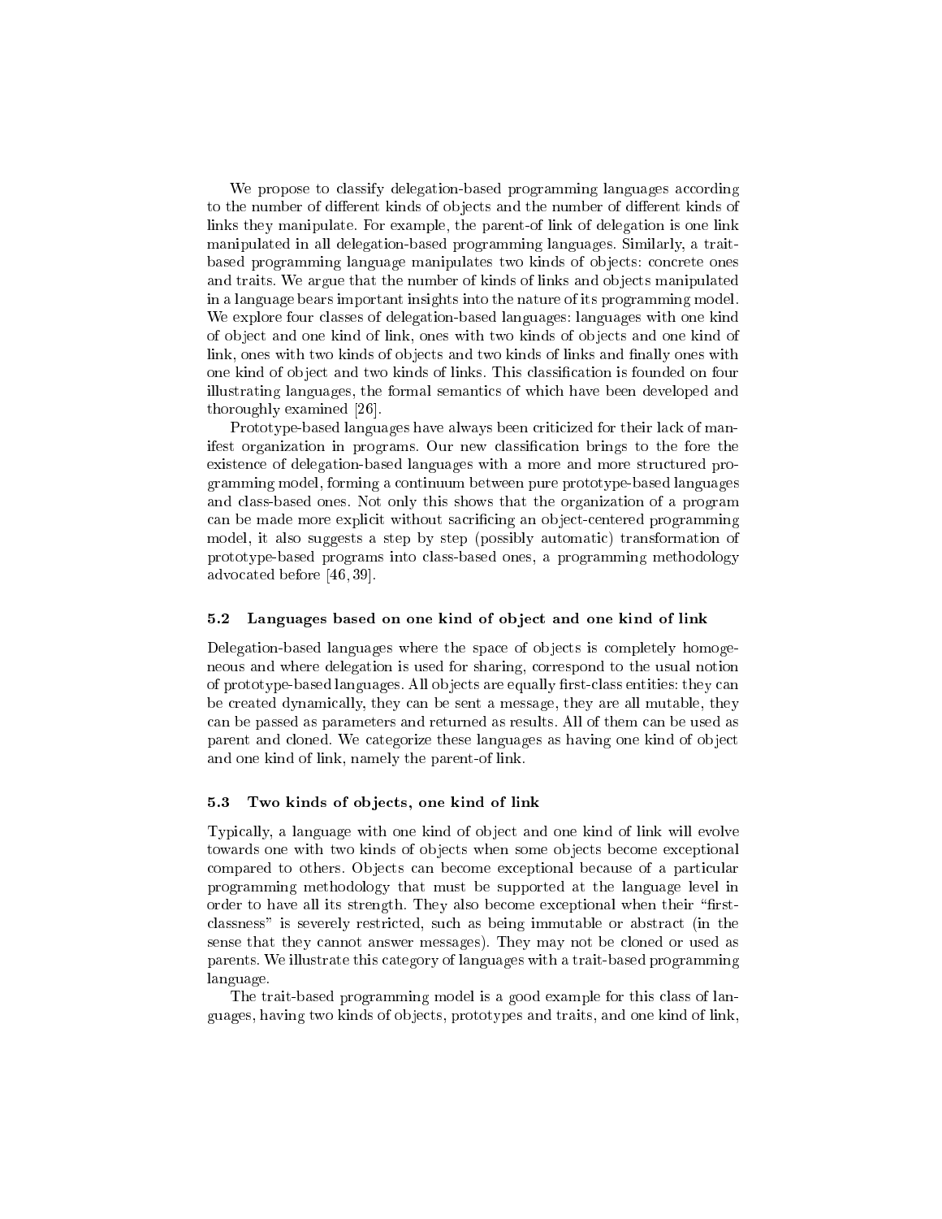We propose to classify delegation-based programming languages according to the number of different kinds of objects and the number of different kinds of links they manipulate. For example, the parent-of link of delegation is one link manipulated in all delegation-based programming languages. Similarly, a trait-based programming language manipulates two kinds of objects: concrete ones and traits. We argue that the number of kinds of links and objects manipulated in a language bears important insights into the nature of its programming model. We explore four classes of delegation-based languages: languages with one kind of object and one kind of link, ones with two kinds of objects and one kind of link, ones with two kinds of objects and two kinds of links and finally ones with one kind of object and two kinds of links. This classification is founded on four illustrating languages, the formal semantics of which have been developed and thoroughly examined [26].

Prototype-based languages have always been criticized for their lack of manifest organization in programs. Our new classification brings to the fore the existence of delegation-based languages with a more and more structured programming model, forming a continuum between pure prototype-based languages and class-based ones. Not only this shows that the organization of a program can be made more explicit without sacrificing an object-centered programming model, it also suggests a step by step (possibly automatic) transformation of prototype-based programs into class-based ones, a programming methodology advocated before [46, 39].

### 5.2 Languages based on one kind of object and one kind of link

Delegation-based languages where the space of objects is completely homogeneous and where delegation is used for sharing, correspond to the usual notion of prototype-based languages. All objects are equally first-class entities: they can be created dynamically, they can be sent a message, they are all mutable, they can be passed as parameters and returned as results. All of them can be used as parent and cloned. We categorize these languages as having one kind of object and one kind of link, namely the parent-of link.

### 5.3 Two kinds of objects, one kind of link

Typically, a language with one kind of object and one kind of link will evolve towards one with two kinds of objects when some objects become exceptional compared to others. Objects can become exceptional because of a particular programming methodology that must be supported at the language level in order to have all its strength. They also become exceptional when their "first-classness" is severely restricted, such as being immutable or abstract (in the sense that they cannot answer messages). They may not be cloned or used as parents. We illustrate this category of languages with a trait-based programming language.

The trait-based programming model is a good example for this class of languages, having two kinds of objects, prototypes and traits, and one kind of link,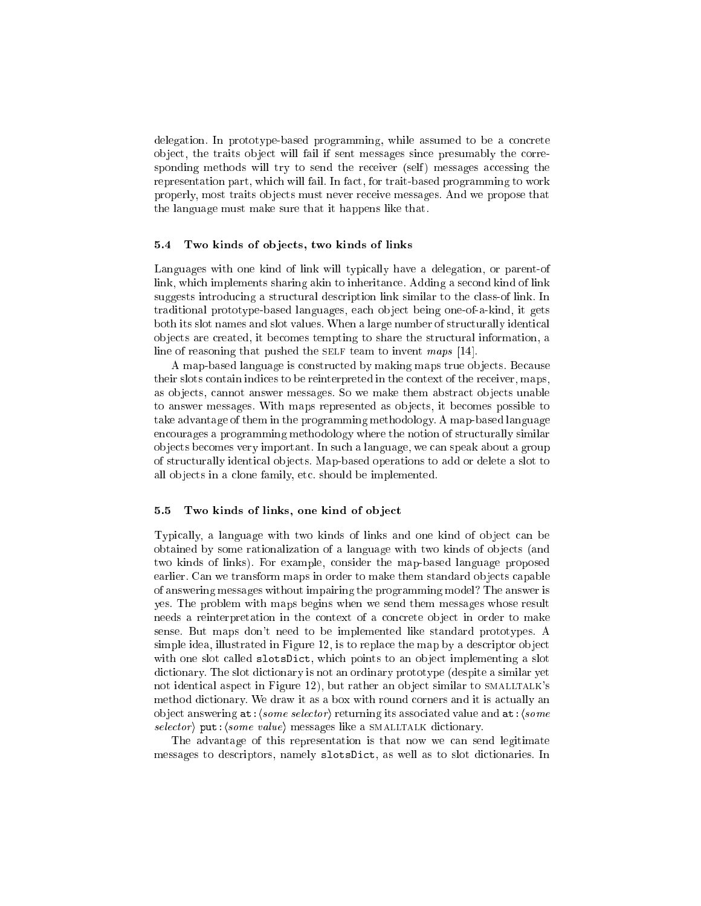delegation. In prototype-based programming, while assumed to be a concrete object, the traits object will fail if sent messages since presumably the corresponding methods will try to send the receiver (self) messages accessing the representation part, which will fail. In fact, for trait-based programming to work properly, most traits objects must never receive messages. And we propose that the language must make sure that it happens like that.

### 5.4 Two kinds of objects, two kinds of links

Languages with one kind of link will typically have a delegation, or parent-of link, which implements sharing akin to inheritance. Adding a second kind of link suggests introducing a structural description link similar to the class-of link. In traditional prototype-based languages, each object being one-of-a-kind, it gets both its slot names and slot values. When a large number of structurally identical objects are created, it becomes tempting to share the structural information, a line of reasoning that pushed the SELF team to invent *maps* [14].

A map-based language is constructed by making maps true objects. Because their slots contain indices to be reinterpreted in the context of the receiver, maps, as objects, cannot answer messages. So we make them abstract objects unable to answer messages. With maps represented as objects, it becomes possible to take advantage of them in the programming methodology. A map-based language encourages a programming methodology where the notion of structurally similar objects becomes very important. In such a language, we can speak about a group of structurally identical objects. Map-based operations to add or delete a slot to all objects in a clone family, etc. should be implemented.

### 5.5 Two kinds of links, one kind of object

Typically, a language with two kinds of links and one kind of object can be obtained by some rationalization of a language with two kinds of objects (and two kinds of links). For example, consider the map-based language proposed earlier. Can we transform maps in order to make them standard objects capable of answering messages without impairing the programming model? The answer is yes. The problem with maps begins when we send them messages whose result needs a reinterpretation in the context of a concrete object in order to make sense. But maps don't need to be implemented like standard prototypes. A simple idea, illustrated in Figure 12, is to replace the map by a descriptor object with one slot called `slotsDict`, which points to an object implementing a slot dictionary. The slot dictionary is not an ordinary prototype (despite a similar yet not identical aspect in Figure 12), but rather an object similar to SMALLTALK's method dictionary. We draw it as a box with round corners and it is actually an object answering `at:`⟨*some selector*⟩ returning its associated value and `at:`⟨*some selector*⟩ `put:`⟨*some value*⟩ messages like a SMALLTALK dictionary.

The advantage of this representation is that now we can send legitimate messages to descriptors, namely `slotsDict`, as well as to slot dictionaries. In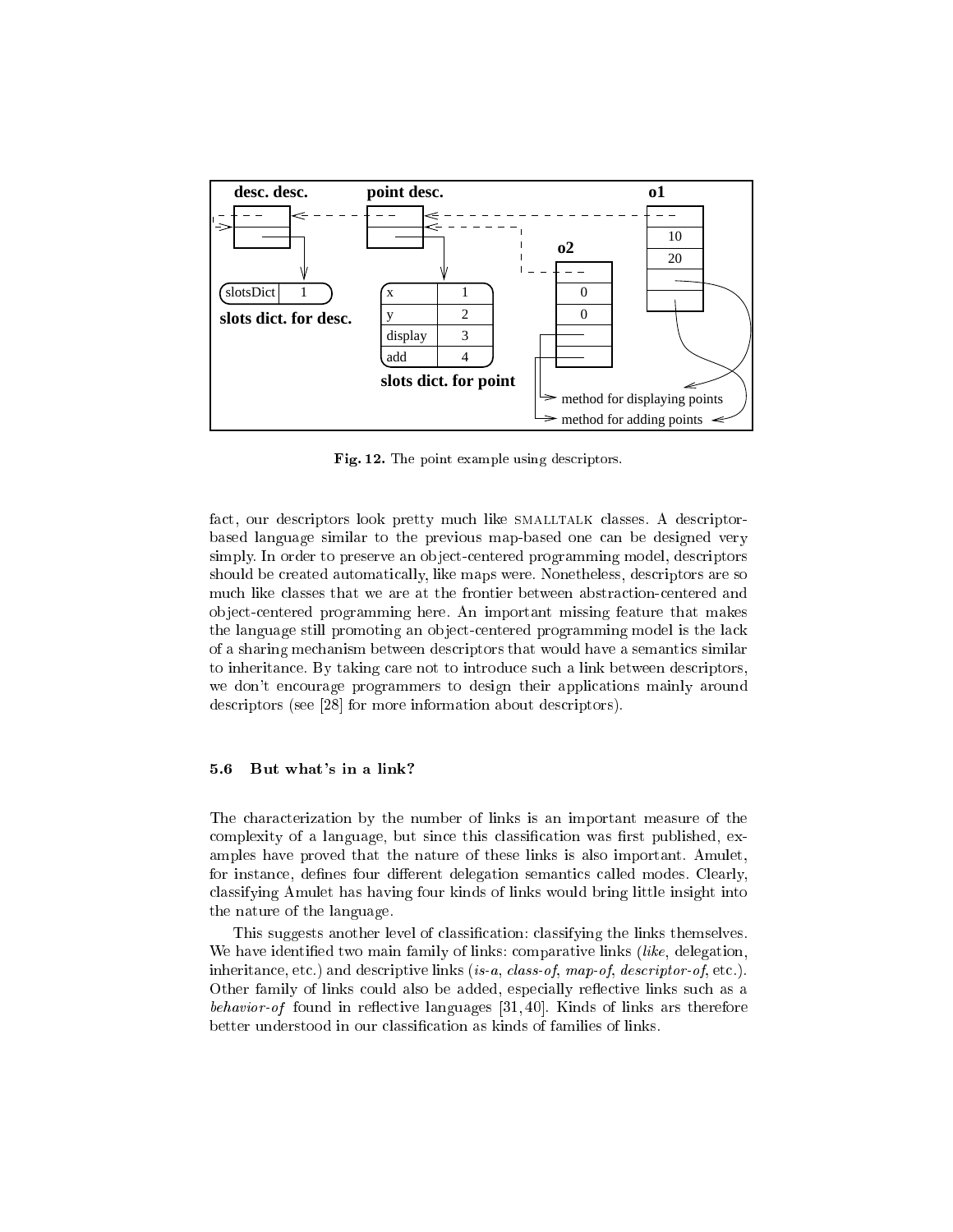**Fig. 12.** The point example using descriptors.

fact, our descriptors look pretty much like SMALLTALK classes. A descriptor-based language similar to the previous map-based one can be designed very simply. In order to preserve an object-centered programming model, descriptors should be created automatically, like maps were. Nonetheless, descriptors are so much like classes that we are at the frontier between abstraction-centered and object-centered programming here. An important missing feature that makes the language still promoting an object-centered programming model is the lack of a sharing mechanism between descriptors that would have a semantics similar to inheritance. By taking care not to introduce such a link between descriptors, we don't encourage programmers to design their applications mainly around descriptors (see [28] for more information about descriptors).

### 5.6 But what's in a link?

The characterization by the number of links is an important measure of the complexity of a language, but since this classification was first published, examples have proved that the nature of these links is also important. Amulet, for instance, defines four different delegation semantics called modes. Clearly, classifying Amulet has having four kinds of links would bring little insight into the nature of the language.

This suggests another level of classification: classifying the links themselves. We have identified two main family of links: comparative links (*like*, delegation, inheritance, etc.) and descriptive links (*is-a*, *class-of*, *map-of*, *descriptor-of*, etc.). Other family of links could also be added, especially reflective links such as a *behavior-of* found in reflective languages [31, 40]. Kinds of links ars therefore better understood in our classification as kinds of families of links.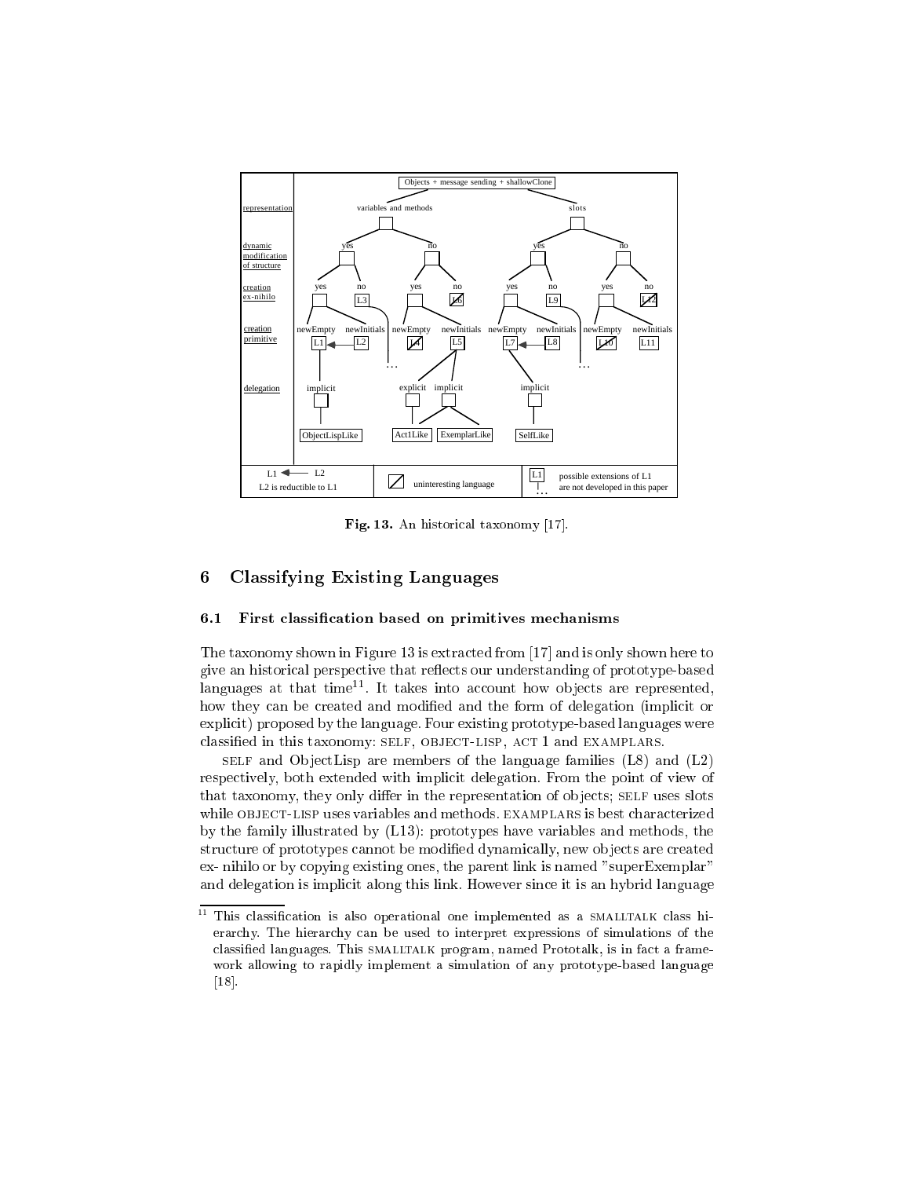Fig. 13. An historical taxonomy [17].

## 6 Classifying Existing Languages

### 6.1 First classification based on primitives mechanisms

The taxonomy shown in Figure 13 is extracted from [17] and is only shown here to give an historical perspective that reflects our understanding of prototype-based languages at that time[11]. It takes into account how objects are represented, how they can be created and modified and the form of delegation (implicit or explicit) proposed by the language. Four existing prototype-based languages were classified in this taxonomy: SELF, OBJECT-LISP, ACT 1 and EXAMPLARS.

SELF and ObjectLisp are members of the language families (L8) and (L2) respectively, both extended with implicit delegation. From the point of view of that taxonomy, they only differ in the representation of objects; SELF uses slots while OBJECT-LISP uses variables and methods. EXAMPLARS is best characterized by the family illustrated by (L13): prototypes have variables and methods, the structure of prototypes cannot be modified dynamically, new objects are created ex- nihilo or by copying existing ones, the parent link is named "superExemplar" and delegation is implicit along this link. However since it is an hybrid language

[11] This classification is also operational one implemented as a SMALLTALK class hierarchy. The hierarchy can be used to interpret expressions of simulations of the classified languages. This SMALLTALK program, named Prototalk, is in fact a framework allowing to rapidly implement a simulation of any prototype-based language [18].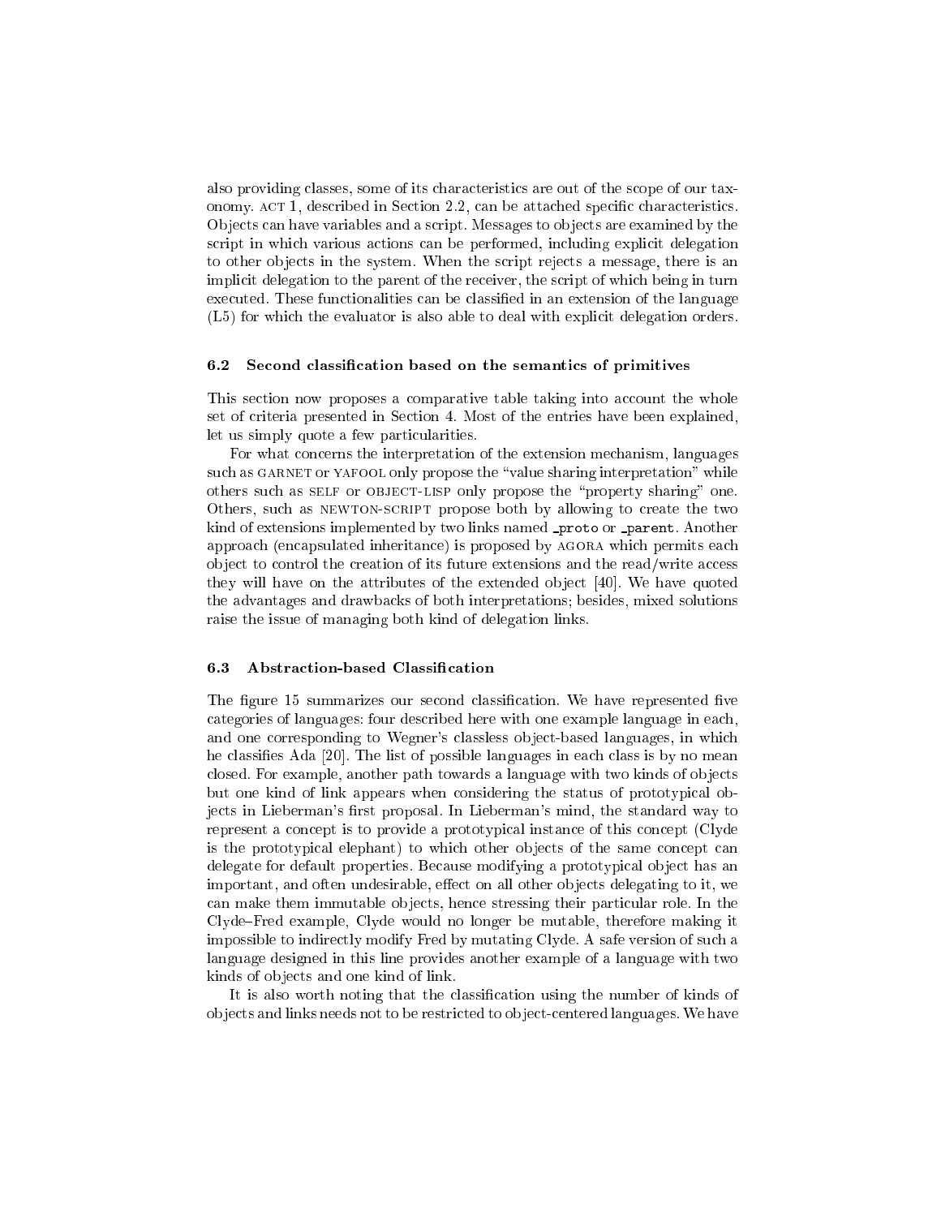also providing classes, some of its characteristics are out of the scope of our taxonomy. ACT 1, described in Section 2.2, can be attached specific characteristics. Objects can have variables and a script. Messages to objects are examined by the script in which various actions can be performed, including explicit delegation to other objects in the system. When the script rejects a message, there is an implicit delegation to the parent of the receiver, the script of which being in turn executed. These functionalities can be classified in an extension of the language (L5) for which the evaluator is also able to deal with explicit delegation orders.

### 6.2 Second classification based on the semantics of primitives

This section now proposes a comparative table taking into account the whole set of criteria presented in Section 4. Most of the entries have been explained, let us simply quote a few particularities.

For what concerns the interpretation of the extension mechanism, languages such as GARNET or YAFOOL only propose the "value sharing interpretation" while others such as SELF or OBJECT-LISP only propose the "property sharing" one. Others, such as NEWTON-SCRIPT propose both by allowing to create the two kind of extensions implemented by two links named `_proto` or `_parent`. Another approach (encapsulated inheritance) is proposed by AGORA which permits each object to control the creation of its future extensions and the read/write access they will have on the attributes of the extended object [40]. We have quoted the advantages and drawbacks of both interpretations; besides, mixed solutions raise the issue of managing both kind of delegation links.

### 6.3 Abstraction-based Classification

The figure 15 summarizes our second classification. We have represented five categories of languages: four described here with one example language in each, and one corresponding to Wegner's classless object-based languages, in which he classifies Ada [20]. The list of possible languages in each class is by no mean closed. For example, another path towards a language with two kinds of objects but one kind of link appears when considering the status of prototypical objects in Lieberman's first proposal. In Lieberman's mind, the standard way to represent a concept is to provide a prototypical instance of this concept (Clyde is the prototypical elephant) to which other objects of the same concept can delegate for default properties. Because modifying a prototypical object has an important, and often undesirable, effect on all other objects delegating to it, we can make them immutable objects, hence stressing their particular role. In the Clyde–Fred example, Clyde would no longer be mutable, therefore making it impossible to indirectly modify Fred by mutating Clyde. A safe version of such a language designed in this line provides another example of a language with two kinds of objects and one kind of link.

It is also worth noting that the classification using the number of kinds of objects and links needs not to be restricted to object-centered languages. We have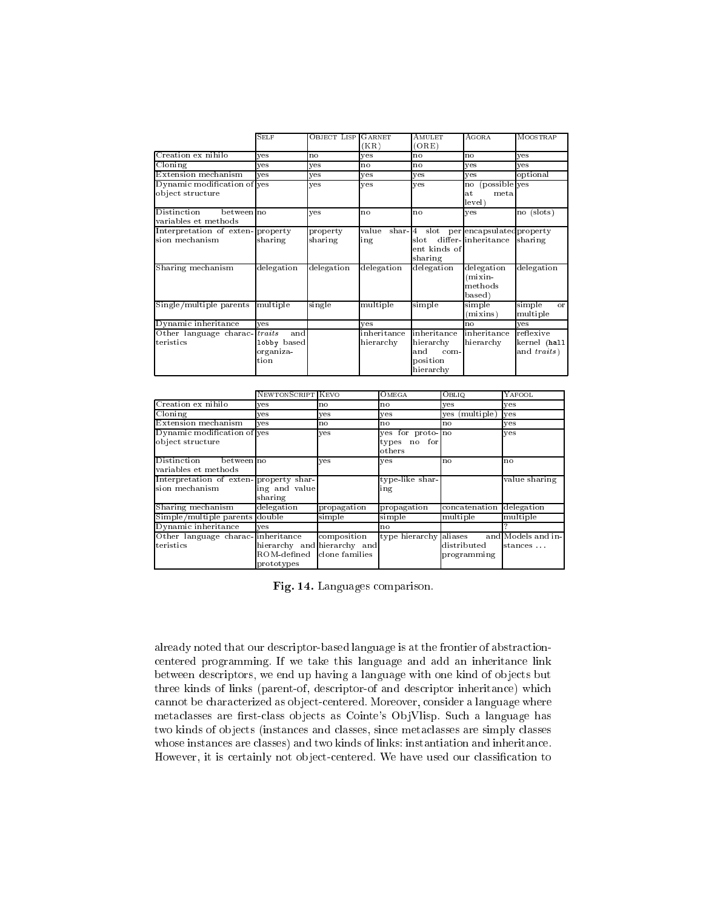| | Self | Object Lisp | Garnet (KR) | Amulet (ORE) | Agora | Moostrap |
|---|---|---|---|---|---|---|
| Creation ex nihilo | yes | no | yes | no | no | yes |
| Cloning | yes | yes | no | no | yes | yes |
| Extension mechanism | yes | yes | yes | yes | yes | optional |
| Dynamic modification of object structure | yes | yes | yes | yes | no (possible at meta level) | yes |
| Distinction between variables et methods | no | yes | no | no | yes | no (slots) |
| Interpretation of extension mechanism | property sharing | property sharing | value sharing | 4 slot per slot different kinds of sharing | encapsulated inheritance | property sharing |
| Sharing mechanism | delegation | delegation | delegation | delegation | delegation (mixin-methods based) | delegation |
| Single/multiple parents | multiple | single | multiple | simple | simple (mixins) | simple or multiple |
| Dynamic inheritance | yes | | yes | | no | yes |
| Other language characteristics | *traits* and `lobby` based organization | | inheritance hierarchy | inheritance hierarchy and composition hierarchy | inheritance hierarchy | reflexive kernel (`hall` and *traits*) |

| | NewtonScript | Kevo | Omega | Obliq | Yafool |
|---|---|---|---|---|---|
| Creation ex nihilo | yes | no | no | yes | yes |
| Cloning | yes | yes | yes | yes (multiple) | yes |
| Extension mechanism | yes | no | no | no | yes |
| Dynamic modification of object structure | yes | yes | yes for prototypes no for others | no | yes |
| Distinction between variables et methods | no | yes | yes | no | no |
| Interpretation of extension mechanism | property sharing and value sharing | | type-like sharing | | value sharing |
| Sharing mechanism | delegation | propagation | propagation | concatenation | delegation |
| Simple/multiple parents | double | simple | simple | multiple | multiple |
| Dynamic inheritance | yes | | no | | ? |
| Other language characteristics | inheritance hierarchy and ROM-defined prototypes | composition hierarchy and clone families | type hierarchy | aliases and distributed programming | Models and instances ... |

**Fig. 14.** Languages comparison.

already noted that our descriptor-based language is at the frontier of abstraction-centered programming. If we take this language and add an inheritance link between descriptors, we end up having a language with one kind of objects but three kinds of links (parent-of, descriptor-of and descriptor inheritance) which cannot be characterized as object-centered. Moreover, consider a language where metaclasses are first-class objects as Cointe's ObjVlisp. Such a language has two kinds of objects (instances and classes, since metaclasses are simply classes whose instances are classes) and two kinds of links: instantiation and inheritance. However, it is certainly not object-centered. We have used our classification to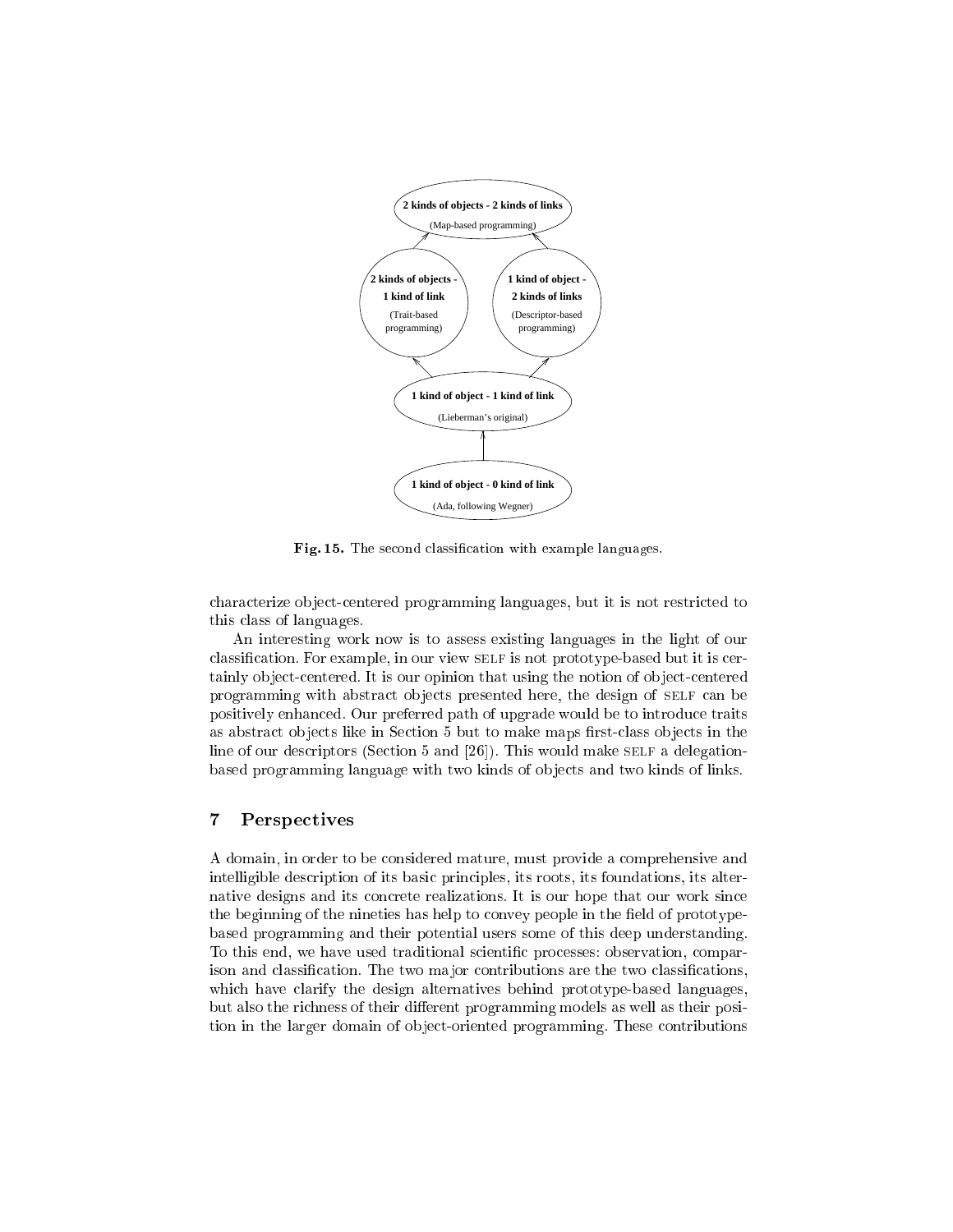Fig. 15. The second classification with example languages.

characterize object-centered programming languages, but it is not restricted to this class of languages.

An interesting work now is to assess existing languages in the light of our classification. For example, in our view SELF is not prototype-based but it is certainly object-centered. It is our opinion that using the notion of object-centered programming with abstract objects presented here, the design of SELF can be positively enhanced. Our preferred path of upgrade would be to introduce traits as abstract objects like in Section 5 but to make maps first-class objects in the line of our descriptors (Section 5 and [26]). This would make SELF a delegation-based programming language with two kinds of objects and two kinds of links.

## 7 Perspectives

A domain, in order to be considered mature, must provide a comprehensive and intelligible description of its basic principles, its roots, its foundations, its alternative designs and its concrete realizations. It is our hope that our work since the beginning of the nineties has help to convey people in the field of prototype-based programming and their potential users some of this deep understanding. To this end, we have used traditional scientific processes: observation, comparison and classification. The two major contributions are the two classifications, which have clarify the design alternatives behind prototype-based languages, but also the richness of their different programming models as well as their position in the larger domain of object-oriented programming. These contributions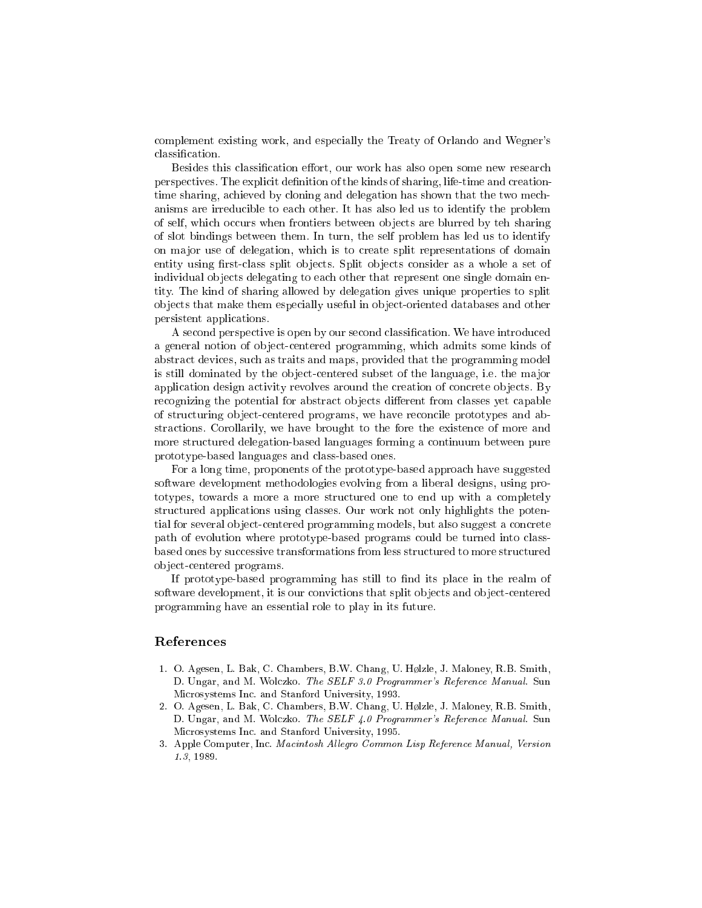complement existing work, and especially the Treaty of Orlando and Wegner's classification.

Besides this classification effort, our work has also open some new research perspectives. The explicit definition of the kinds of sharing, life-time and creation-time sharing, achieved by cloning and delegation has shown that the two mechanisms are irreducible to each other. It has also led us to identify the problem of self, which occurs when frontiers between objects are blurred by teh sharing of slot bindings between them. In turn, the self problem has led us to identify on major use of delegation, which is to create split representations of domain entity using first-class split objects. Split objects consider as a whole a set of individual objects delegating to each other that represent one single domain entity. The kind of sharing allowed by delegation gives unique properties to split objects that make them especially useful in object-oriented databases and other persistent applications.

A second perspective is open by our second classification. We have introduced a general notion of object-centered programming, which admits some kinds of abstract devices, such as traits and maps, provided that the programming model is still dominated by the object-centered subset of the language, i.e. the major application design activity revolves around the creation of concrete objects. By recognizing the potential for abstract objects different from classes yet capable of structuring object-centered programs, we have reconcile prototypes and abstractions. Corollarily, we have brought to the fore the existence of more and more structured delegation-based languages forming a continuum between pure prototype-based languages and class-based ones.

For a long time, proponents of the prototype-based approach have suggested software development methodologies evolving from a liberal designs, using prototypes, towards a more a more structured one to end up with a completely structured applications using classes. Our work not only highlights the potential for several object-centered programming models, but also suggest a concrete path of evolution where prototype-based programs could be turned into class-based ones by successive transformations from less structured to more structured object-centered programs.

If prototype-based programming has still to find its place in the realm of software development, it is our convictions that split objects and object-centered programming have an essential role to play in its future.

## References

1. O. Agesen, L. Bak, C. Chambers, B.W. Chang, U. Hølzle, J. Maloney, R.B. Smith, D. Ungar, and M. Wolczko. *The SELF 3.0 Programmer's Reference Manual*. Sun Microsystems Inc. and Stanford University, 1993.
2. O. Agesen, L. Bak, C. Chambers, B.W. Chang, U. Hølzle, J. Maloney, R.B. Smith, D. Ungar, and M. Wolczko. *The SELF 4.0 Programmer's Reference Manual*. Sun Microsystems Inc. and Stanford University, 1995.
3. Apple Computer, Inc. *Macintosh Allegro Common Lisp Reference Manual, Version 1.3*, 1989.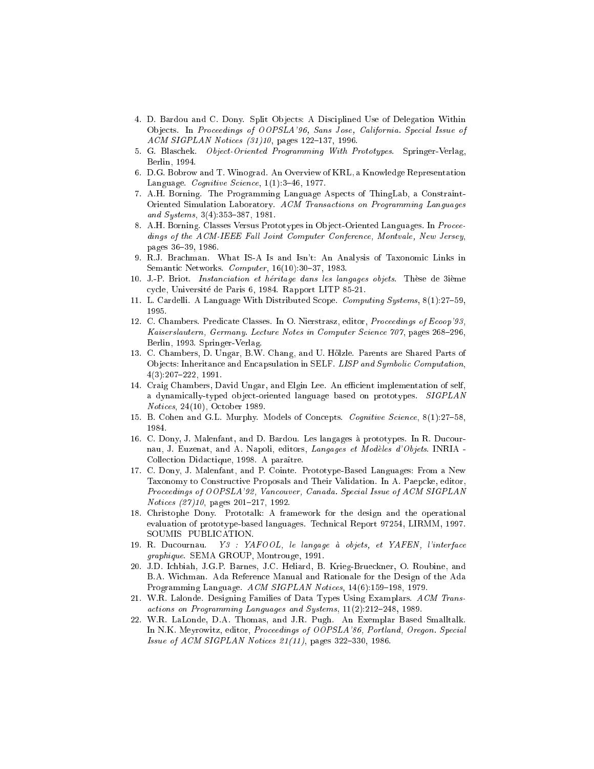4. D. Bardou and C. Dony. Split Objects: A Disciplined Use of Delegation Within Objects. In *Proceedings of OOPSLA'96, Sans Jose, California. Special Issue of ACM SIGPLAN Notices (31)10*, pages 122–137, 1996.
5. G. Blaschek. *Object-Oriented Programming With Prototypes*. Springer-Verlag, Berlin, 1994.
6. D.G. Bobrow and T. Winograd. An Overview of KRL, a Knowledge Representation Language. *Cognitive Science*, 1(1):3–46, 1977.
7. A.H. Borning. The Programming Language Aspects of ThingLab, a Constraint-Oriented Simulation Laboratory. *ACM Transactions on Programming Languages and Systems*, 3(4):353–387, 1981.
8. A.H. Borning. Classes Versus Prototypes in Object-Oriented Languages. In *Proceedings of the ACM-IEEE Fall Joint Computer Conference, Montvale, New Jersey*, pages 36–39, 1986.
9. R.J. Brachman. What IS-A Is and Isn't: An Analysis of Taxonomic Links in Semantic Networks. *Computer*, 16(10):30–37, 1983.
10. J.-P. Briot. *Instanciation et héritage dans les langages objets*. Thèse de 3ième cycle, Université de Paris 6, 1984. Rapport LITP 85-21.
11. L. Cardelli. A Language With Distributed Scope. *Computing Systems*, 8(1):27–59, 1995.
12. C. Chambers. Predicate Classes. In O. Nierstrasz, editor, *Proceedings of Ecoop'93, Kaiserslautern, Germany. Lecture Notes in Computer Science 707*, pages 268–296, Berlin, 1993. Springer-Verlag.
13. C. Chambers, D. Ungar, B.W. Chang, and U. Hölzle. Parents are Shared Parts of Objects: Inheritance and Encapsulation in SELF. *LISP and Symbolic Computation*, 4(3):207–222, 1991.
14. Craig Chambers, David Ungar, and Elgin Lee. An efficient implementation of self, a dynamically-typed object-oriented language based on prototypes. *SIGPLAN Notices*, 24(10), October 1989.
15. B. Cohen and G.L. Murphy. Models of Concepts. *Cognitive Science*, 8(1):27–58, 1984.
16. C. Dony, J. Malenfant, and D. Bardou. Les langages à prototypes. In R. Ducournau, J. Euzenat, and A. Napoli, editors, *Langages et Modèles d'Objets*. INRIA - Collection Didactique, 1998. A paraître.
17. C. Dony, J. Malenfant, and P. Cointe. Prototype-Based Languages: From a New Taxonomy to Constructive Proposals and Their Validation. In A. Paepcke, editor, *Proceedings of OOPSLA'92, Vancouver, Canada. Special Issue of ACM SIGPLAN Notices (27)10*, pages 201–217, 1992.
18. Christophe Dony. Prototalk: A framework for the design and the operational evaluation of prototype-based languages. Technical Report 97254, LIRMM, 1997. SOUMIS PUBLICATION.
19. R. Ducournau. *Y3 : YAFOOL, le langage à objets, et YAFEN, l'interface graphique*. SEMA GROUP, Montrouge, 1991.
20. J.D. Ichbiah, J.G.P. Barnes, J.C. Heliard, B. Krieg-Brueckner, O. Roubine, and B.A. Wichman. Ada Reference Manual and Rationale for the Design of the Ada Programming Language. *ACM SIGPLAN Notices*, 14(6):159–198, 1979.
21. W.R. Lalonde. Designing Families of Data Types Using Examplars. *ACM Transactions on Programming Languages and Systems*, 11(2):212–248, 1989.
22. W.R. LaLonde, D.A. Thomas, and J.R. Pugh. An Exemplar Based Smalltalk. In N.K. Meyrowitz, editor, *Proceedings of OOPSLA'86, Portland, Oregon. Special Issue of ACM SIGPLAN Notices 21(11)*, pages 322–330, 1986.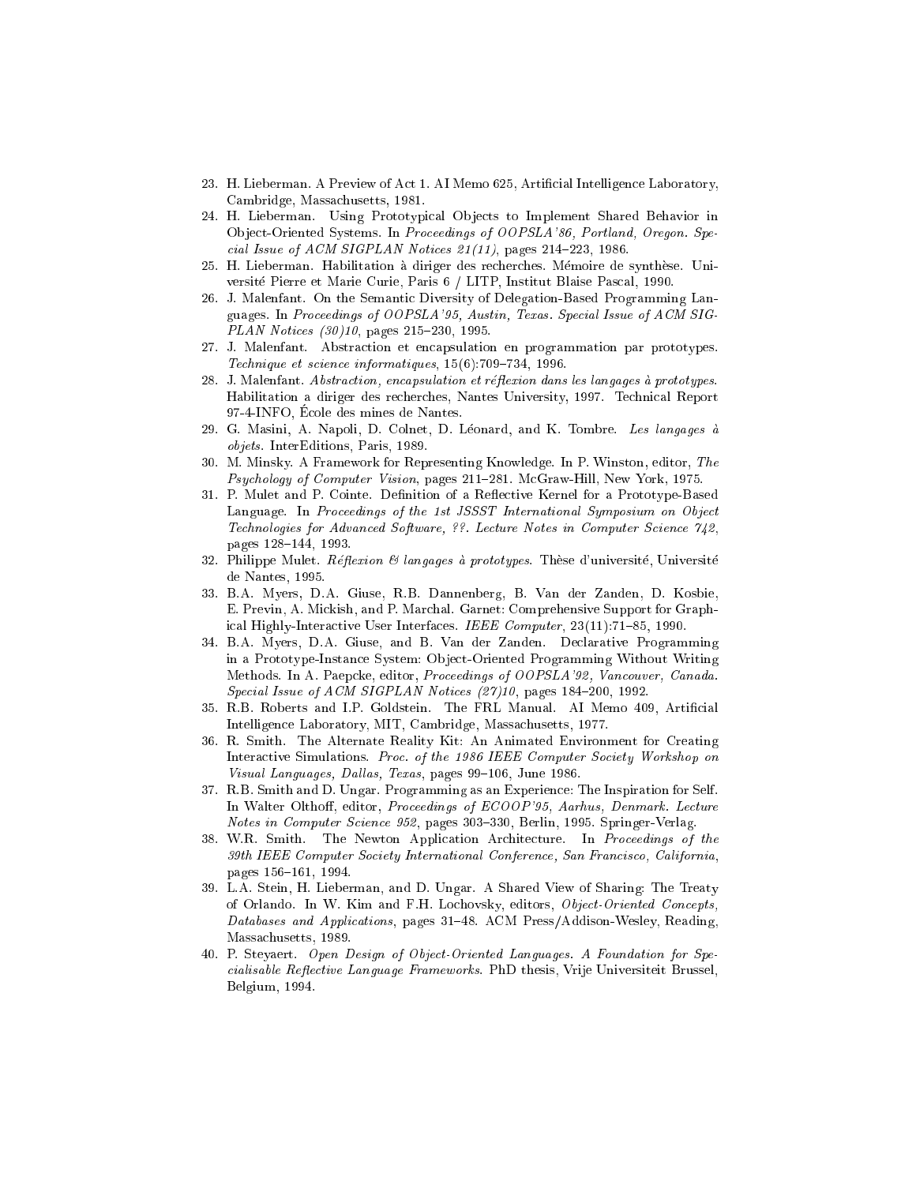23. H. Lieberman. A Preview of Act 1. AI Memo 625, Artificial Intelligence Laboratory, Cambridge, Massachusetts, 1981.
24. H. Lieberman. Using Prototypical Objects to Implement Shared Behavior in Object-Oriented Systems. In *Proceedings of OOPSLA'86, Portland, Oregon. Special Issue of ACM SIGPLAN Notices 21(11)*, pages 214–223, 1986.
25. H. Lieberman. Habilitation à diriger des recherches. Mémoire de synthèse. Université Pierre et Marie Curie, Paris 6 / LITP, Institut Blaise Pascal, 1990.
26. J. Malenfant. On the Semantic Diversity of Delegation-Based Programming Languages. In *Proceedings of OOPSLA'95, Austin, Texas. Special Issue of ACM SIGPLAN Notices (30)10*, pages 215–230, 1995.
27. J. Malenfant. Abstraction et encapsulation en programmation par prototypes. *Technique et science informatiques*, 15(6):709–734, 1996.
28. J. Malenfant. *Abstraction, encapsulation et réflexion dans les langages à prototypes*. Habilitation a diriger des recherches, Nantes University, 1997. Technical Report 97-4-INFO, École des mines de Nantes.
29. G. Masini, A. Napoli, D. Colnet, D. Léonard, and K. Tombre. *Les langages à objets*. InterEditions, Paris, 1989.
30. M. Minsky. A Framework for Representing Knowledge. In P. Winston, editor, *The Psychology of Computer Vision*, pages 211–281. McGraw-Hill, New York, 1975.
31. P. Mulet and P. Cointe. Definition of a Reflective Kernel for a Prototype-Based Language. In *Proceedings of the 1st JSSST International Symposium on Object Technologies for Advanced Software, ??. Lecture Notes in Computer Science 742*, pages 128–144, 1993.
32. Philippe Mulet. *Réflexion & langages à prototypes*. Thèse d'université, Université de Nantes, 1995.
33. B.A. Myers, D.A. Giuse, R.B. Dannenberg, B. Van der Zanden, D. Kosbie, E. Previn, A. Mickish, and P. Marchal. Garnet: Comprehensive Support for Graphical Highly-Interactive User Interfaces. *IEEE Computer*, 23(11):71–85, 1990.
34. B.A. Myers, D.A. Giuse, and B. Van der Zanden. Declarative Programming in a Prototype-Instance System: Object-Oriented Programming Without Writing Methods. In A. Paepcke, editor, *Proceedings of OOPSLA'92, Vancouver, Canada. Special Issue of ACM SIGPLAN Notices (27)10*, pages 184–200, 1992.
35. R.B. Roberts and I.P. Goldstein. The FRL Manual. AI Memo 409, Artificial Intelligence Laboratory, MIT, Cambridge, Massachusetts, 1977.
36. R. Smith. The Alternate Reality Kit: An Animated Environment for Creating Interactive Simulations. *Proc. of the 1986 IEEE Computer Society Workshop on Visual Languages, Dallas, Texas*, pages 99–106, June 1986.
37. R.B. Smith and D. Ungar. Programming as an Experience: The Inspiration for Self. In Walter Olthoff, editor, *Proceedings of ECOOP'95, Aarhus, Denmark. Lecture Notes in Computer Science 952*, pages 303–330, Berlin, 1995. Springer-Verlag.
38. W.R. Smith. The Newton Application Architecture. In *Proceedings of the 39th IEEE Computer Society International Conference, San Francisco, California*, pages 156–161, 1994.
39. L.A. Stein, H. Lieberman, and D. Ungar. A Shared View of Sharing: The Treaty of Orlando. In W. Kim and F.H. Lochovsky, editors, *Object-Oriented Concepts, Databases and Applications*, pages 31–48. ACM Press/Addison-Wesley, Reading, Massachusetts, 1989.
40. P. Steyaert. *Open Design of Object-Oriented Languages. A Foundation for Specialisable Reflective Language Frameworks*. PhD thesis, Vrije Universiteit Brussel, Belgium, 1994.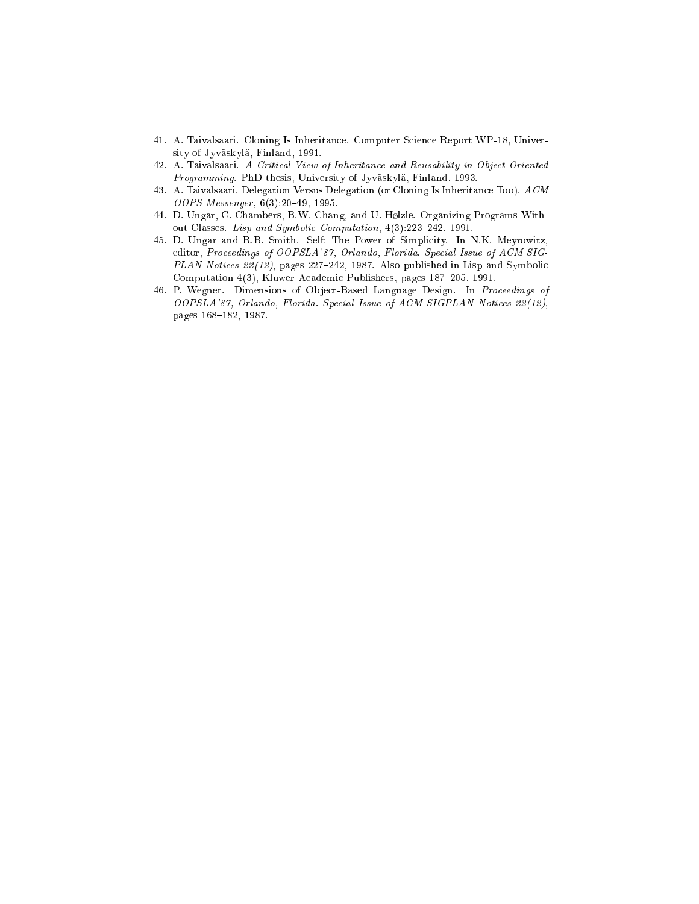41. A. Taivalsaari. Cloning Is Inheritance. Computer Science Report WP-18, University of Jyväskylä, Finland, 1991.
42. A. Taivalsaari. *A Critical View of Inheritance and Reusability in Object-Oriented Programming*. PhD thesis, University of Jyväskylä, Finland, 1993.
43. A. Taivalsaari. Delegation Versus Delegation (or Cloning Is Inheritance Too). *ACM OOPS Messenger*, 6(3):20–49, 1995.
44. D. Ungar, C. Chambers, B.W. Chang, and U. Hølzle. Organizing Programs Without Classes. *Lisp and Symbolic Computation*, 4(3):223–242, 1991.
45. D. Ungar and R.B. Smith. Self: The Power of Simplicity. In N.K. Meyrowitz, editor, *Proceedings of OOPSLA'87, Orlando, Florida. Special Issue of ACM SIGPLAN Notices 22(12)*, pages 227–242, 1987. Also published in Lisp and Symbolic Computation 4(3), Kluwer Academic Publishers, pages 187–205, 1991.
46. P. Wegner. Dimensions of Object-Based Language Design. In *Proceedings of OOPSLA'87, Orlando, Florida. Special Issue of ACM SIGPLAN Notices 22(12)*, pages 168–182, 1987.